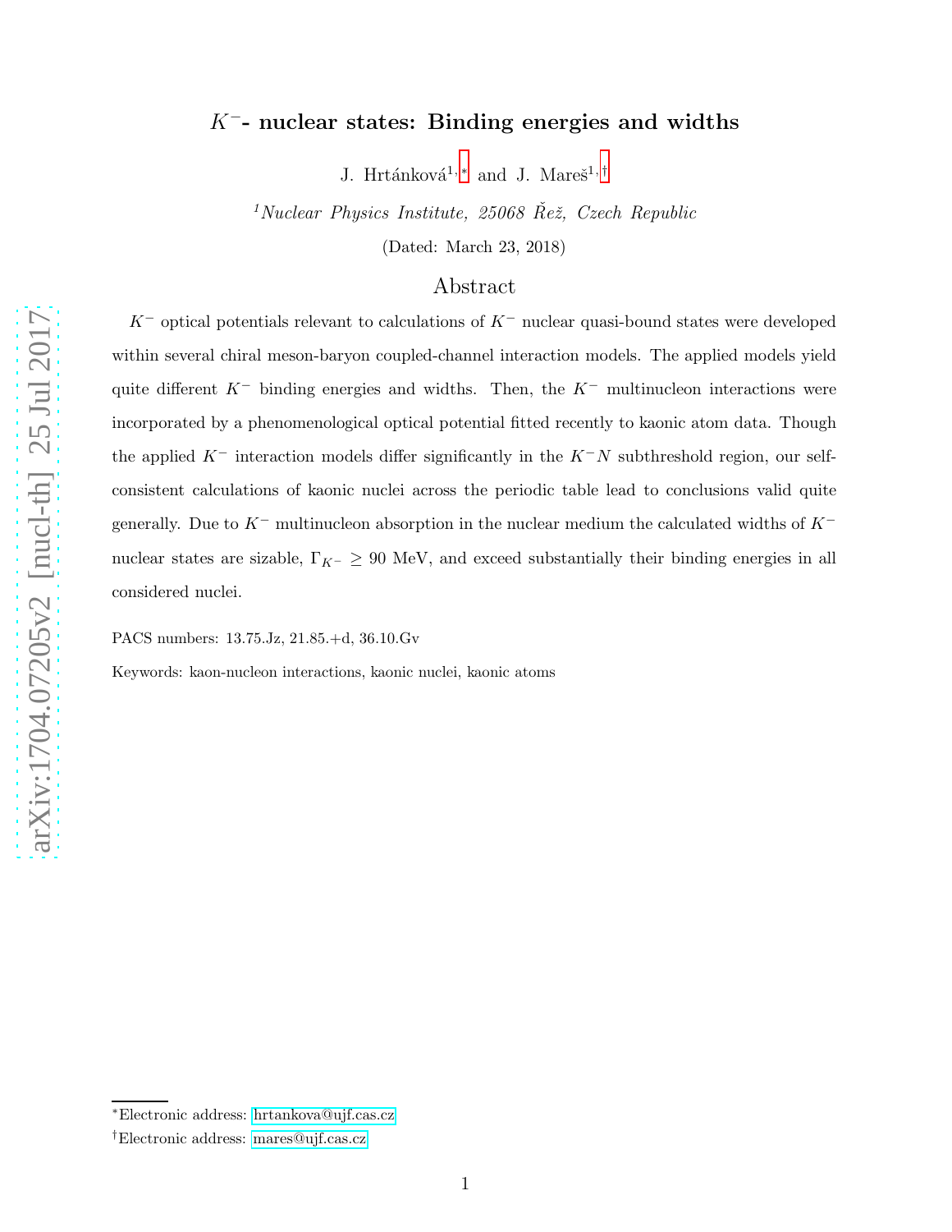# $K^-$- nuclear states: Binding energies and widths

J. Hrtánková[1,*] and J. Mareš[1,†]

[1] *Nuclear Physics Institute, 25068 Řež, Czech Republic*

(Dated: March 23, 2018)

## Abstract

$K^-$ optical potentials relevant to calculations of $K^-$ nuclear quasi-bound states were developed within several chiral meson-baryon coupled-channel interaction models. The applied models yield quite different $K^-$ binding energies and widths. Then, the $K^-$ multinucleon interactions were incorporated by a phenomenological optical potential fitted recently to kaonic atom data. Though the applied $K^-$ interaction models differ significantly in the $K^-N$ subthreshold region, our self-consistent calculations of kaonic nuclei across the periodic table lead to conclusions valid quite generally. Due to $K^-$ multinucleon absorption in the nuclear medium the calculated widths of $K^-$ nuclear states are sizable, $\Gamma_{K^-} \geq 90$ MeV, and exceed substantially their binding energies in all considered nuclei.

PACS numbers: 13.75.Jz, 21.85.+d, 36.10.Gv

Keywords: kaon-nucleon interactions, kaonic nuclei, kaonic atoms

---

*Electronic address: hrtankova@ujf.cas.cz

†Electronic address: mares@ujf.cas.cz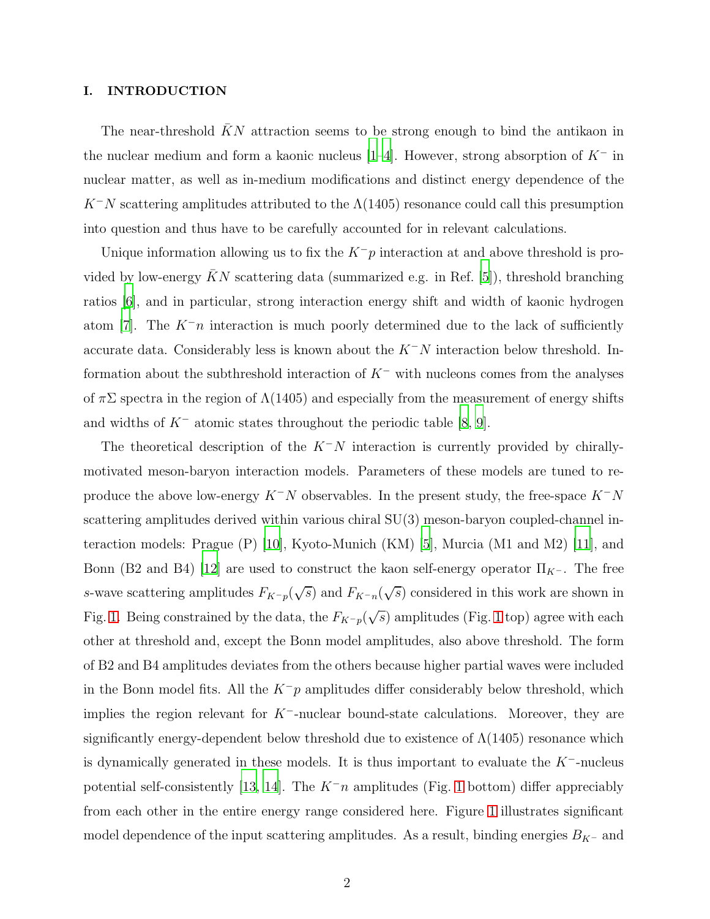## I. INTRODUCTION

The near-threshold $\bar{K}N$ attraction seems to be strong enough to bind the antikaon in the nuclear medium and form a kaonic nucleus [1–4]. However, strong absorption of $K^-$ in nuclear matter, as well as in-medium modifications and distinct energy dependence of the $K^-N$ scattering amplitudes attributed to the $\Lambda(1405)$ resonance could call this presumption into question and thus have to be carefully accounted for in relevant calculations.

Unique information allowing us to fix the $K^-p$ interaction at and above threshold is provided by low-energy $\bar{K}N$ scattering data (summarized e.g. in Ref. [5]), threshold branching ratios [6], and in particular, strong interaction energy shift and width of kaonic hydrogen atom [7]. The $K^-n$ interaction is much poorly determined due to the lack of sufficiently accurate data. Considerably less is known about the $K^-N$ interaction below threshold. Information about the subthreshold interaction of $K^-$ with nucleons comes from the analyses of $\pi\Sigma$ spectra in the region of $\Lambda(1405)$ and especially from the measurement of energy shifts and widths of $K^-$ atomic states throughout the periodic table [8, 9].

The theoretical description of the $K^-N$ interaction is currently provided by chirally-motivated meson-baryon interaction models. Parameters of these models are tuned to reproduce the above low-energy $K^-N$ observables. In the present study, the free-space $K^-N$ scattering amplitudes derived within various chiral SU(3) meson-baryon coupled-channel interaction models: Prague (P) [10], Kyoto-Munich (KM) [5], Murcia (M1 and M2) [11], and Bonn (B2 and B4) [12] are used to construct the kaon self-energy operator $\Pi_{K^-}$. The free $s$-wave scattering amplitudes $F_{K^-p}(\sqrt{s})$ and $F_{K^-n}(\sqrt{s})$ considered in this work are shown in Fig. 1. Being constrained by the data, the $F_{K^-p}(\sqrt{s})$ amplitudes (Fig. 1 top) agree with each other at threshold and, except the Bonn model amplitudes, also above threshold. The form of B2 and B4 amplitudes deviates from the others because higher partial waves were included in the Bonn model fits. All the $K^-p$ amplitudes differ considerably below threshold, which implies the region relevant for $K^-$-nuclear bound-state calculations. Moreover, they are significantly energy-dependent below threshold due to existence of $\Lambda(1405)$ resonance which is dynamically generated in these models. It is thus important to evaluate the $K^-$-nucleus potential self-consistently [13, 14]. The $K^-n$ amplitudes (Fig. 1 bottom) differ appreciably from each other in the entire energy range considered here. Figure 1 illustrates significant model dependence of the input scattering amplitudes. As a result, binding energies $B_{K^-}$ and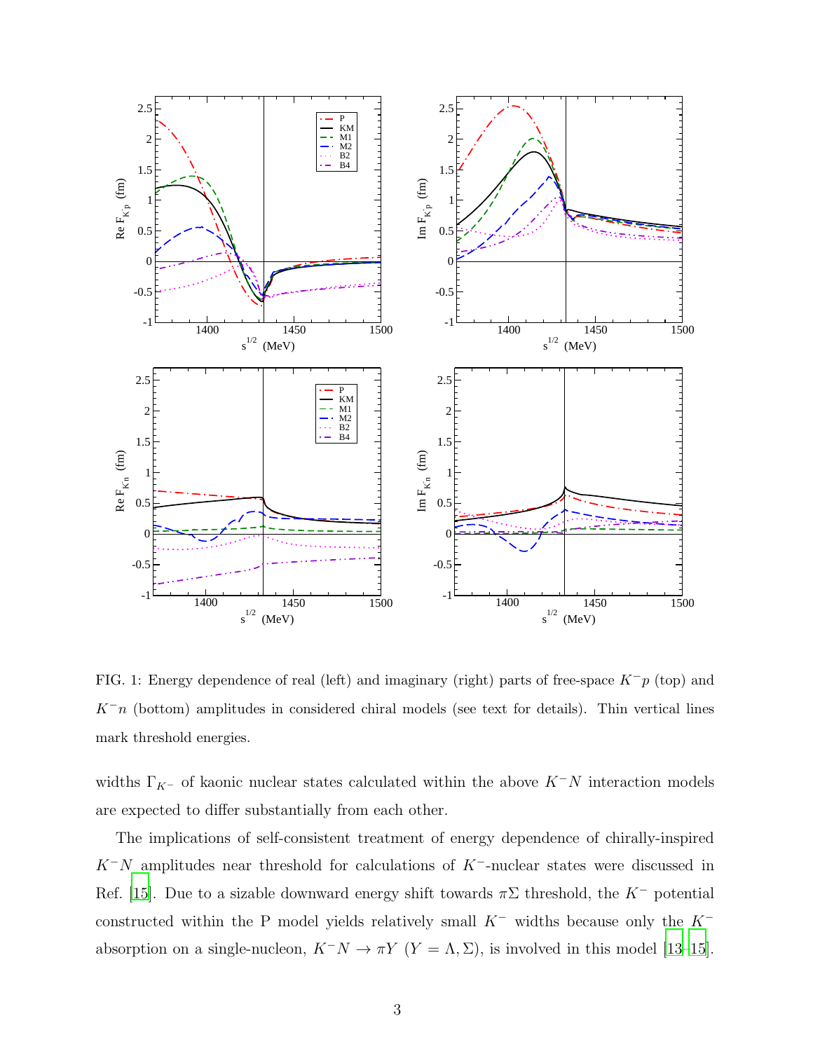FIG. 1: Energy dependence of real (left) and imaginary (right) parts of free-space $K^-p$ (top) and $K^-n$ (bottom) amplitudes in considered chiral models (see text for details). Thin vertical lines mark threshold energies.

widths $\Gamma_{K^-}$ of kaonic nuclear states calculated within the above $K^-N$ interaction models are expected to differ substantially from each other.

The implications of self-consistent treatment of energy dependence of chirally-inspired $K^-N$ amplitudes near threshold for calculations of $K^-$-nuclear states were discussed in Ref. [15]. Due to a sizable downward energy shift towards $\pi\Sigma$ threshold, the $K^-$ potential constructed within the P model yields relatively small $K^-$ widths because only the $K^-$ absorption on a single-nucleon, $K^-N \to \pi Y$ ($Y = \Lambda, \Sigma$), is involved in this model [13–15].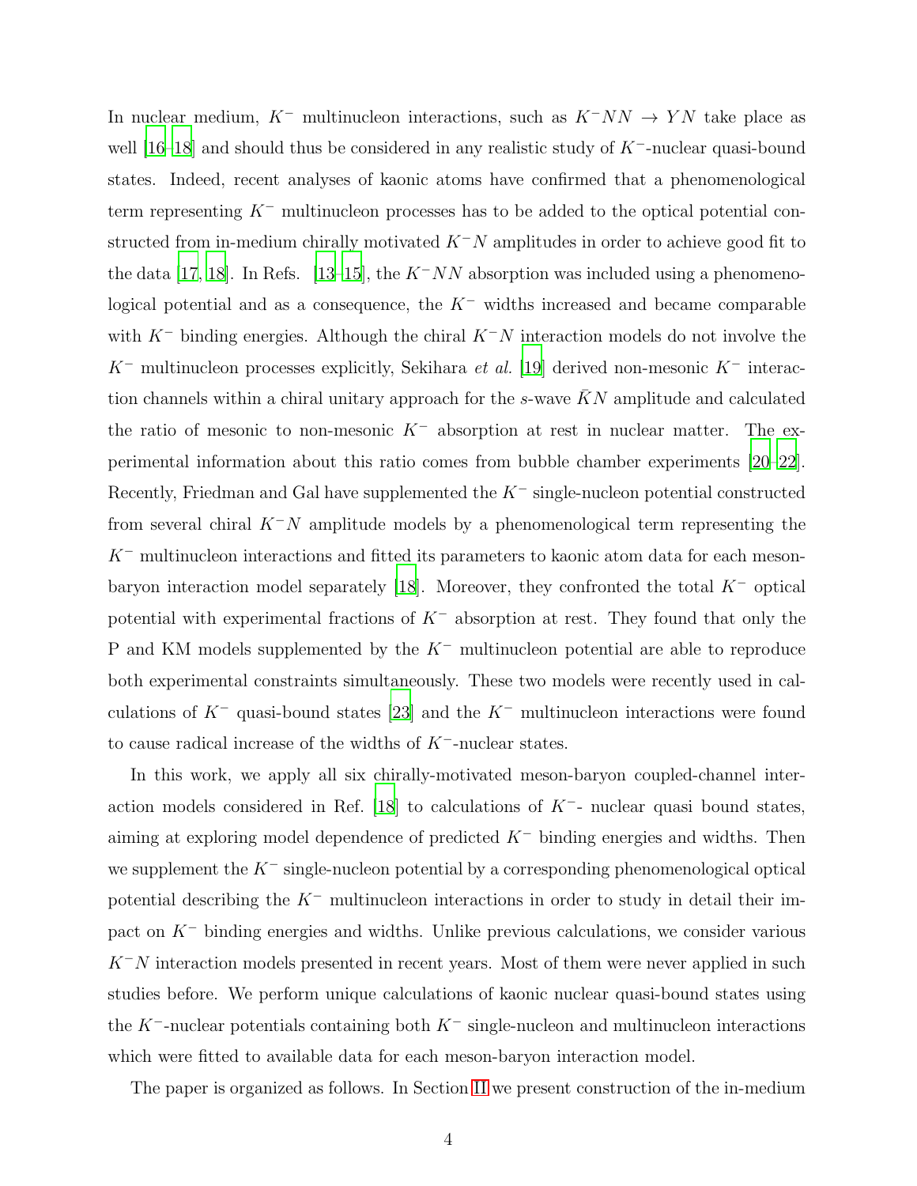In nuclear medium, $K^-$ multinucleon interactions, such as $K^-NN \to YN$ take place as well [16–18] and should thus be considered in any realistic study of $K^-$-nuclear quasi-bound states. Indeed, recent analyses of kaonic atoms have confirmed that a phenomenological term representing $K^-$ multinucleon processes has to be added to the optical potential constructed from in-medium chirally motivated $K^-N$ amplitudes in order to achieve good fit to the data [17, 18]. In Refs. [13–15], the $K^-NN$ absorption was included using a phenomenological potential and as a consequence, the $K^-$ widths increased and became comparable with $K^-$ binding energies. Although the chiral $K^-N$ interaction models do not involve the $K^-$ multinucleon processes explicitly, Sekihara *et al.* [19] derived non-mesonic $K^-$ interaction channels within a chiral unitary approach for the $s$-wave $\bar{K}N$ amplitude and calculated the ratio of mesonic to non-mesonic $K^-$ absorption at rest in nuclear matter. The experimental information about this ratio comes from bubble chamber experiments [20–22]. Recently, Friedman and Gal have supplemented the $K^-$ single-nucleon potential constructed from several chiral $K^-N$ amplitude models by a phenomenological term representing the $K^-$ multinucleon interactions and fitted its parameters to kaonic atom data for each meson-baryon interaction model separately [18]. Moreover, they confronted the total $K^-$ optical potential with experimental fractions of $K^-$ absorption at rest. They found that only the P and KM models supplemented by the $K^-$ multinucleon potential are able to reproduce both experimental constraints simultaneously. These two models were recently used in calculations of $K^-$ quasi-bound states [23] and the $K^-$ multinucleon interactions were found to cause radical increase of the widths of $K^-$-nuclear states.

In this work, we apply all six chirally-motivated meson-baryon coupled-channel interaction models considered in Ref. [18] to calculations of $K^-$- nuclear quasi bound states, aiming at exploring model dependence of predicted $K^-$ binding energies and widths. Then we supplement the $K^-$ single-nucleon potential by a corresponding phenomenological optical potential describing the $K^-$ multinucleon interactions in order to study in detail their impact on $K^-$ binding energies and widths. Unlike previous calculations, we consider various $K^-N$ interaction models presented in recent years. Most of them were never applied in such studies before. We perform unique calculations of kaonic nuclear quasi-bound states using the $K^-$-nuclear potentials containing both $K^-$ single-nucleon and multinucleon interactions which were fitted to available data for each meson-baryon interaction model.

The paper is organized as follows. In Section II we present construction of the in-medium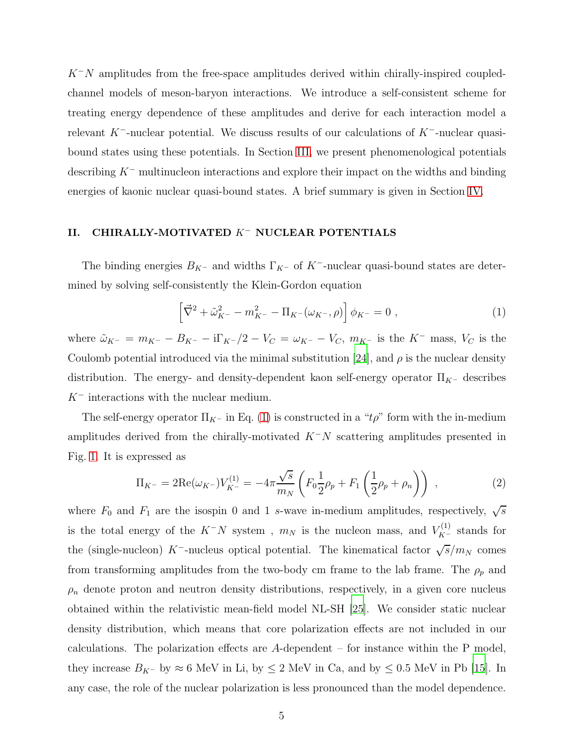$K^-N$ amplitudes from the free-space amplitudes derived within chirally-inspired coupled-channel models of meson-baryon interactions. We introduce a self-consistent scheme for treating energy dependence of these amplitudes and derive for each interaction model a relevant $K^-$-nuclear potential. We discuss results of our calculations of $K^-$-nuclear quasi-bound states using these potentials. In Section III, we present phenomenological potentials describing $K^-$ multinucleon interactions and explore their impact on the widths and binding energies of kaonic nuclear quasi-bound states. A brief summary is given in Section IV.

## II. CHIRALLY-MOTIVATED $K^-$ NUCLEAR POTENTIALS

The binding energies $B_{K^-}$ and widths $\Gamma_{K^-}$ of $K^-$-nuclear quasi-bound states are determined by solving self-consistently the Klein-Gordon equation

$$\left[\vec{\nabla}^2 + \tilde{\omega}_{K^-}^2 - m_{K^-}^2 - \Pi_{K^-}(\omega_{K^-}, \rho)\right] \phi_{K^-} = 0 \ , \tag{1}$$

where $\tilde{\omega}_{K^-} = m_{K^-} - B_{K^-} - \mathrm{i}\Gamma_{K^-}/2 - V_C = \omega_{K^-} - V_C$, $m_{K^-}$ is the $K^-$ mass, $V_C$ is the Coulomb potential introduced via the minimal substitution [24], and $\rho$ is the nuclear density distribution. The energy- and density-dependent kaon self-energy operator $\Pi_{K^-}$ describes $K^-$ interactions with the nuclear medium.

The self-energy operator $\Pi_{K^-}$ in Eq. (1) is constructed in a "$t\rho$" form with the in-medium amplitudes derived from the chirally-motivated $K^-N$ scattering amplitudes presented in Fig. 1. It is expressed as

$$\Pi_{K^-} = 2\mathrm{Re}(\omega_{K^-})V_{K^-}^{(1)} = -4\pi \frac{\sqrt{s}}{m_N} \left( F_0 \frac{1}{2}\rho_p + F_1 \left( \frac{1}{2}\rho_p + \rho_n \right) \right) \ , \tag{2}$$

where $F_0$ and $F_1$ are the isospin 0 and 1 $s$-wave in-medium amplitudes, respectively, $\sqrt{s}$ is the total energy of the $K^-N$ system , $m_N$ is the nucleon mass, and $V_{K^-}^{(1)}$ stands for the (single-nucleon) $K^-$-nucleus optical potential. The kinematical factor $\sqrt{s}/m_N$ comes from transforming amplitudes from the two-body cm frame to the lab frame. The $\rho_p$ and $\rho_n$ denote proton and neutron density distributions, respectively, in a given core nucleus obtained within the relativistic mean-field model NL-SH [25]. We consider static nuclear density distribution, which means that core polarization effects are not included in our calculations. The polarization effects are $A$-dependent – for instance within the P model, they increase $B_{K^-}$ by $\approx 6$ MeV in Li, by $\leq 2$ MeV in Ca, and by $\leq 0.5$ MeV in Pb [15]. In any case, the role of the nuclear polarization is less pronounced than the model dependence.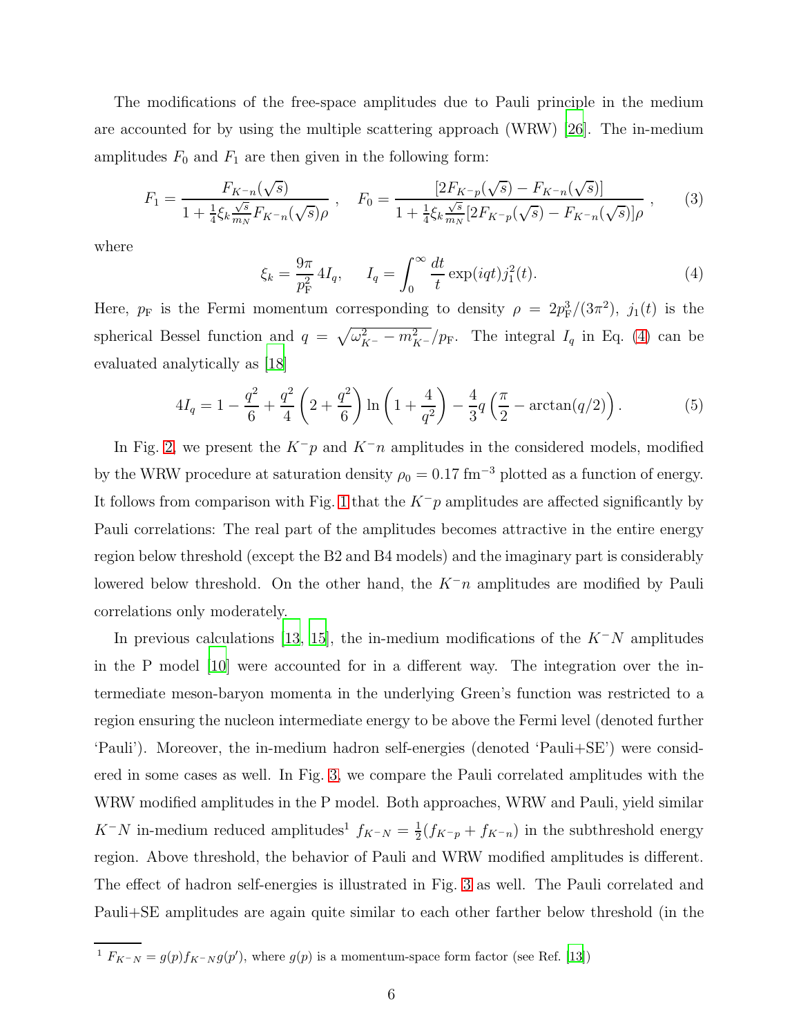The modifications of the free-space amplitudes due to Pauli principle in the medium are accounted for by using the multiple scattering approach (WRW) [26]. The in-medium amplitudes $F_0$ and $F_1$ are then given in the following form:

$$F_1 = \frac{F_{K^-n}(\sqrt{s})}{1 + \frac{1}{4}\xi_k \frac{\sqrt{s}}{m_N} F_{K^-n}(\sqrt{s})\rho} \ , \quad F_0 = \frac{[2F_{K^-p}(\sqrt{s}) - F_{K^-n}(\sqrt{s})]}{1 + \frac{1}{4}\xi_k \frac{\sqrt{s}}{m_N}[2F_{K^-p}(\sqrt{s}) - F_{K^-n}(\sqrt{s})]\rho} \ , \tag{3}$$

where

$$\xi_k = \frac{9\pi}{p_{\rm F}^2}\, 4I_q, \qquad I_q = \int_0^\infty \frac{dt}{t} \exp(iqt) j_1^2(t). \tag{4}$$

Here, $p_{\rm F}$ is the Fermi momentum corresponding to density $\rho = 2p_{\rm F}^3/(3\pi^2)$, $j_1(t)$ is the spherical Bessel function and $q = \sqrt{\omega_{K^-}^2 - m_{K^-}^2}/p_{\rm F}$. The integral $I_q$ in Eq. (4) can be evaluated analytically as [18]

$$4I_q = 1 - \frac{q^2}{6} + \frac{q^2}{4}\left(2 + \frac{q^2}{6}\right) \ln\left(1 + \frac{4}{q^2}\right) - \frac{4}{3} q \left(\frac{\pi}{2} - \arctan(q/2)\right). \tag{5}$$

In Fig. 2, we present the $K^-p$ and $K^-n$ amplitudes in the considered models, modified by the WRW procedure at saturation density $\rho_0 = 0.17$ fm$^{-3}$ plotted as a function of energy. It follows from comparison with Fig. 1 that the $K^-p$ amplitudes are affected significantly by Pauli correlations: The real part of the amplitudes becomes attractive in the entire energy region below threshold (except the B2 and B4 models) and the imaginary part is considerably lowered below threshold. On the other hand, the $K^-n$ amplitudes are modified by Pauli correlations only moderately.

In previous calculations [13, 15], the in-medium modifications of the $K^-N$ amplitudes in the P model [10] were accounted for in a different way. The integration over the intermediate meson-baryon momenta in the underlying Green's function was restricted to a region ensuring the nucleon intermediate energy to be above the Fermi level (denoted further 'Pauli'). Moreover, the in-medium hadron self-energies (denoted 'Pauli+SE') were considered in some cases as well. In Fig. 3, we compare the Pauli correlated amplitudes with the WRW modified amplitudes in the P model. Both approaches, WRW and Pauli, yield similar $K^-N$ in-medium reduced amplitudes[1] $f_{K^-N} = \frac{1}{2}(f_{K^-p} + f_{K^-n})$ in the subthreshold energy region. Above threshold, the behavior of Pauli and WRW modified amplitudes is different. The effect of hadron self-energies is illustrated in Fig. 3 as well. The Pauli correlated and Pauli+SE amplitudes are again quite similar to each other farther below threshold (in the

[1] $F_{K^-N} = g(p) f_{K^-N} g(p')$, where $g(p)$ is a momentum-space form factor (see Ref. [13])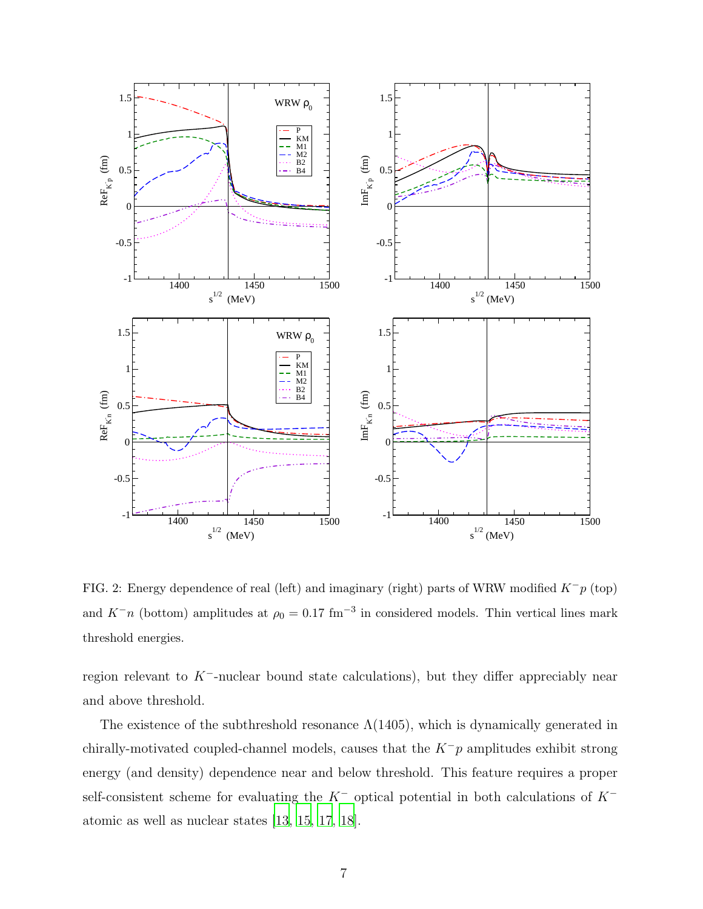FIG. 2: Energy dependence of real (left) and imaginary (right) parts of WRW modified $K^-p$ (top) and $K^-n$ (bottom) amplitudes at $\rho_0 = 0.17$ fm$^{-3}$ in considered models. Thin vertical lines mark threshold energies.

region relevant to $K^-$-nuclear bound state calculations), but they differ appreciably near and above threshold.

The existence of the subthreshold resonance $\Lambda(1405)$, which is dynamically generated in chirally-motivated coupled-channel models, causes that the $K^-p$ amplitudes exhibit strong energy (and density) dependence near and below threshold. This feature requires a proper self-consistent scheme for evaluating the $K^-$ optical potential in both calculations of $K^-$ atomic as well as nuclear states [13, 15, 17, 18].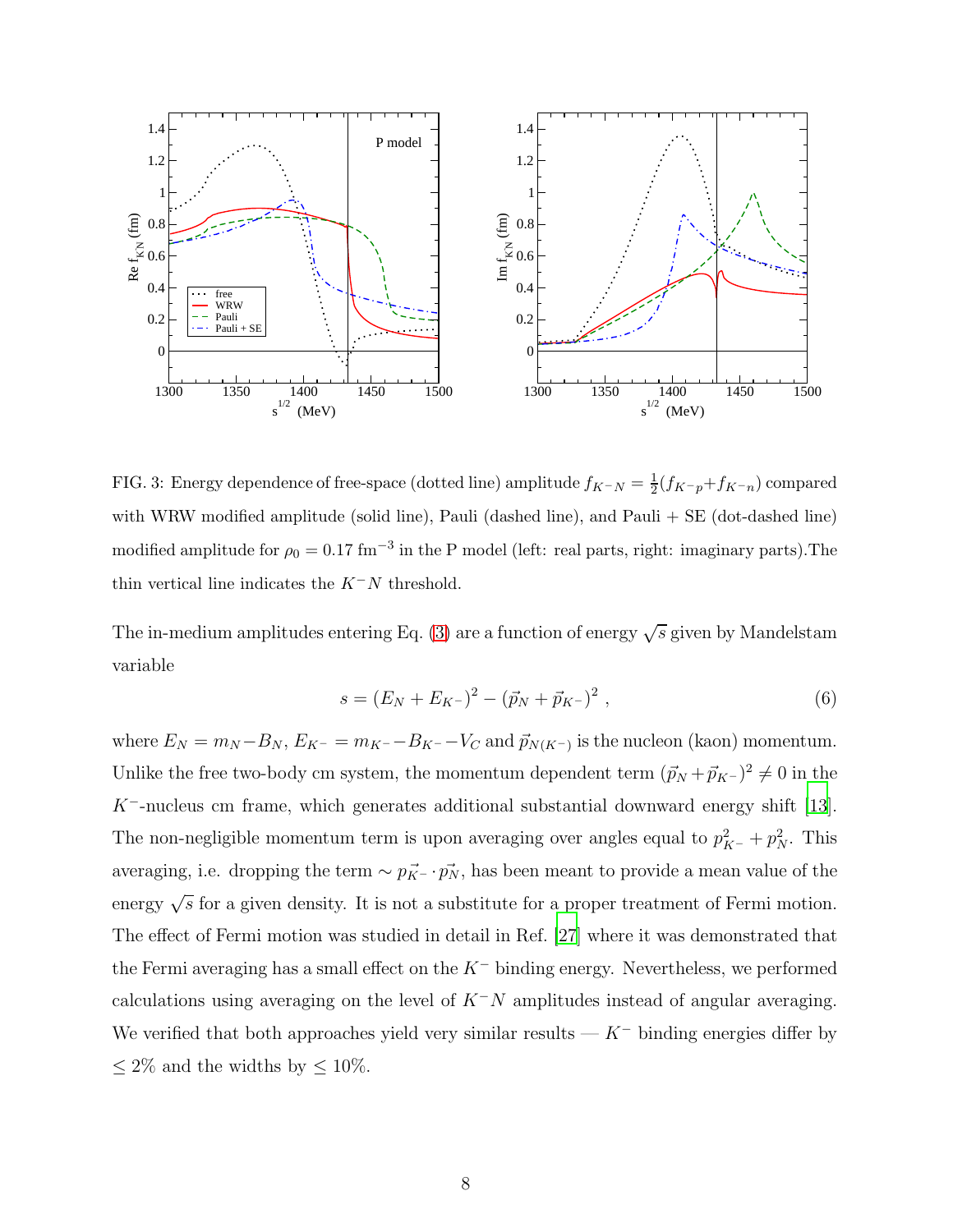FIG. 3: Energy dependence of free-space (dotted line) amplitude $f_{K^-N} = \frac{1}{2}(f_{K^-p}+f_{K^-n})$ compared with WRW modified amplitude (solid line), Pauli (dashed line), and Pauli + SE (dot-dashed line) modified amplitude for $\rho_0 = 0.17$ fm$^{-3}$ in the P model (left: real parts, right: imaginary parts).The thin vertical line indicates the $K^-N$ threshold.

The in-medium amplitudes entering Eq. (3) are a function of energy $\sqrt{s}$ given by Mandelstam variable

$$s = (E_N + E_{K^-})^2 - (\vec{p}_N + \vec{p}_{K^-})^2 \ , \tag{6}$$

where $E_N = m_N - B_N$, $E_{K^-} = m_{K^-} - B_{K^-} - V_C$ and $\vec{p}_{N(K^-)}$ is the nucleon (kaon) momentum. Unlike the free two-body cm system, the momentum dependent term $(\vec{p}_N + \vec{p}_{K^-})^2 \neq 0$ in the $K^-$-nucleus cm frame, which generates additional substantial downward energy shift [13]. The non-negligible momentum term is upon averaging over angles equal to $p^2_{K^-} + p^2_N$. This averaging, i.e. dropping the term $\sim \vec{p_{K^-}} \cdot \vec{p_N}$, has been meant to provide a mean value of the energy $\sqrt{s}$ for a given density. It is not a substitute for a proper treatment of Fermi motion. The effect of Fermi motion was studied in detail in Ref. [27] where it was demonstrated that the Fermi averaging has a small effect on the $K^-$ binding energy. Nevertheless, we performed calculations using averaging on the level of $K^-N$ amplitudes instead of angular averaging. We verified that both approaches yield very similar results — $K^-$ binding energies differ by $\leq 2\%$ and the widths by $\leq 10\%$.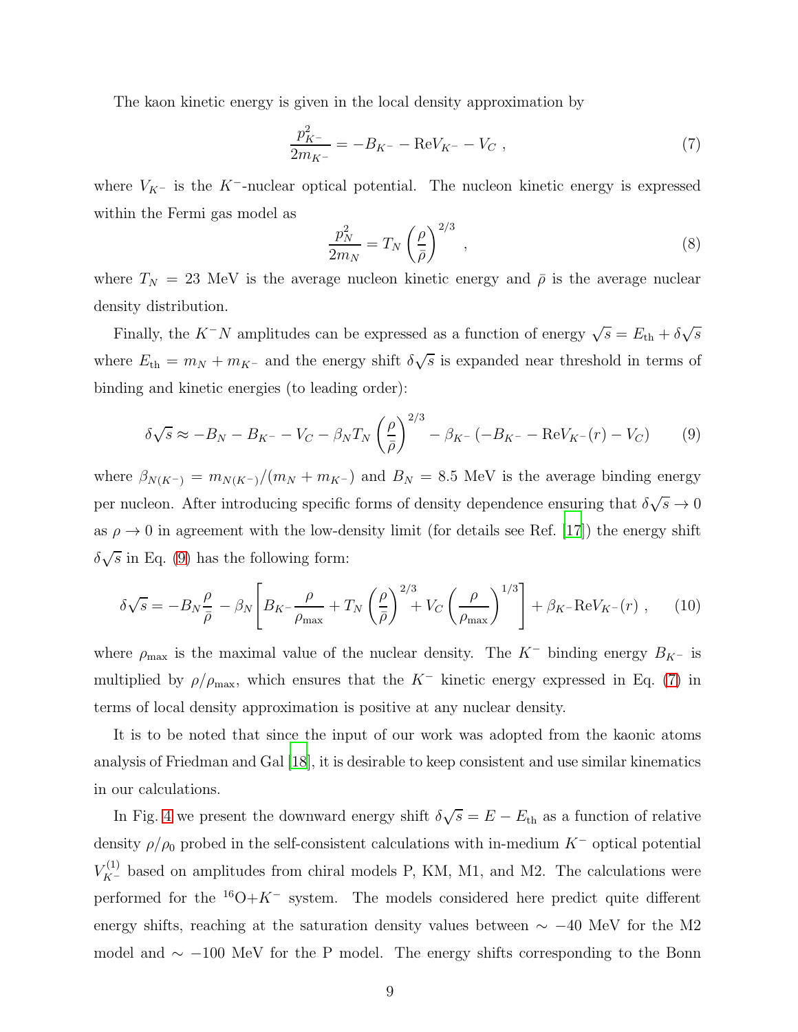The kaon kinetic energy is given in the local density approximation by

$$\frac{p_{K^-}^2}{2m_{K^-}} = -B_{K^-} - \mathrm{Re}V_{K^-} - V_C \ , \tag{7}$$

where $V_{K^-}$ is the $K^-$-nuclear optical potential. The nucleon kinetic energy is expressed within the Fermi gas model as

$$\frac{p_N^2}{2m_N} = T_N \left(\frac{\rho}{\bar{\rho}}\right)^{2/3} \ , \tag{8}$$

where $T_N = 23$ MeV is the average nucleon kinetic energy and $\bar{\rho}$ is the average nuclear density distribution.

Finally, the $K^-N$ amplitudes can be expressed as a function of energy $\sqrt{s} = E_{\mathrm{th}} + \delta\sqrt{s}$ where $E_{\mathrm{th}} = m_N + m_{K^-}$ and the energy shift $\delta\sqrt{s}$ is expanded near threshold in terms of binding and kinetic energies (to leading order):

$$\delta\sqrt{s} \approx -B_N - B_{K^-} - V_C - \beta_N T_N \left(\frac{\rho}{\bar{\rho}}\right)^{2/3} - \beta_{K^-}\left(-B_{K^-} - \mathrm{Re}V_{K^-}(r) - V_C\right) \tag{9}$$

where $\beta_{N(K^-)} = m_{N(K^-)}/(m_N + m_{K^-})$ and $B_N = 8.5$ MeV is the average binding energy per nucleon. After introducing specific forms of density dependence ensuring that $\delta\sqrt{s} \to 0$ as $\rho \to 0$ in agreement with the low-density limit (for details see Ref. [17]) the energy shift $\delta\sqrt{s}$ in Eq. (9) has the following form:

$$\delta\sqrt{s} = -B_N \frac{\rho}{\bar{\rho}} - \beta_N \left[ B_{K^-}\frac{\rho}{\rho_{\mathrm{max}}} + T_N \left(\frac{\rho}{\bar{\rho}}\right)^{2/3} + V_C \left(\frac{\rho}{\rho_{\mathrm{max}}}\right)^{1/3} \right] + \beta_{K^-}\mathrm{Re}V_{K^-}(r) \ , \tag{10}$$

where $\rho_{\mathrm{max}}$ is the maximal value of the nuclear density. The $K^-$ binding energy $B_{K^-}$ is multiplied by $\rho/\rho_{\mathrm{max}}$, which ensures that the $K^-$ kinetic energy expressed in Eq. (7) in terms of local density approximation is positive at any nuclear density.

It is to be noted that since the input of our work was adopted from the kaonic atoms analysis of Friedman and Gal [18], it is desirable to keep consistent and use similar kinematics in our calculations.

In Fig. 4 we present the downward energy shift $\delta\sqrt{s} = E - E_{\mathrm{th}}$ as a function of relative density $\rho/\rho_0$ probed in the self-consistent calculations with in-medium $K^-$ optical potential $V_{K^-}^{(1)}$ based on amplitudes from chiral models P, KM, M1, and M2. The calculations were performed for the $^{16}$O+$K^-$ system. The models considered here predict quite different energy shifts, reaching at the saturation density values between $\sim -40$ MeV for the M2 model and $\sim -100$ MeV for the P model. The energy shifts corresponding to the Bonn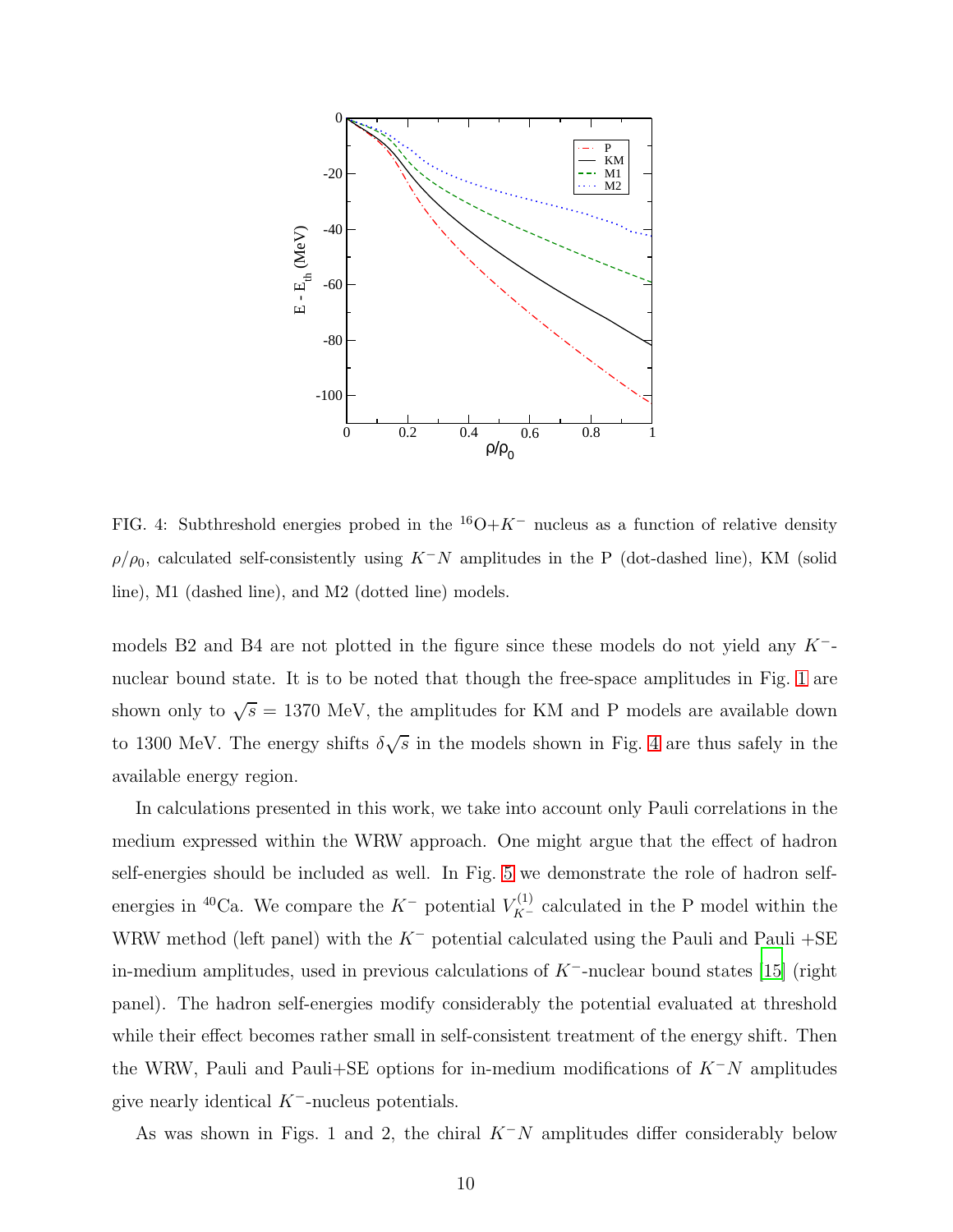FIG. 4: Subthreshold energies probed in the $^{16}$O+$K^-$ nucleus as a function of relative density $\rho/\rho_0$, calculated self-consistently using $K^-N$ amplitudes in the P (dot-dashed line), KM (solid line), M1 (dashed line), and M2 (dotted line) models.

models B2 and B4 are not plotted in the figure since these models do not yield any $K^-$-nuclear bound state. It is to be noted that though the free-space amplitudes in Fig. 1 are shown only to $\sqrt{s} = 1370$ MeV, the amplitudes for KM and P models are available down to 1300 MeV. The energy shifts $\delta\sqrt{s}$ in the models shown in Fig. 4 are thus safely in the available energy region.

In calculations presented in this work, we take into account only Pauli correlations in the medium expressed within the WRW approach. One might argue that the effect of hadron self-energies should be included as well. In Fig. 5 we demonstrate the role of hadron self-energies in $^{40}$Ca. We compare the $K^-$ potential $V^{(1)}_{K^-}$ calculated in the P model within the WRW method (left panel) with the $K^-$ potential calculated using the Pauli and Pauli +SE in-medium amplitudes, used in previous calculations of $K^-$-nuclear bound states [15] (right panel). The hadron self-energies modify considerably the potential evaluated at threshold while their effect becomes rather small in self-consistent treatment of the energy shift. Then the WRW, Pauli and Pauli+SE options for in-medium modifications of $K^-N$ amplitudes give nearly identical $K^-$-nucleus potentials.

As was shown in Figs. 1 and 2, the chiral $K^-N$ amplitudes differ considerably below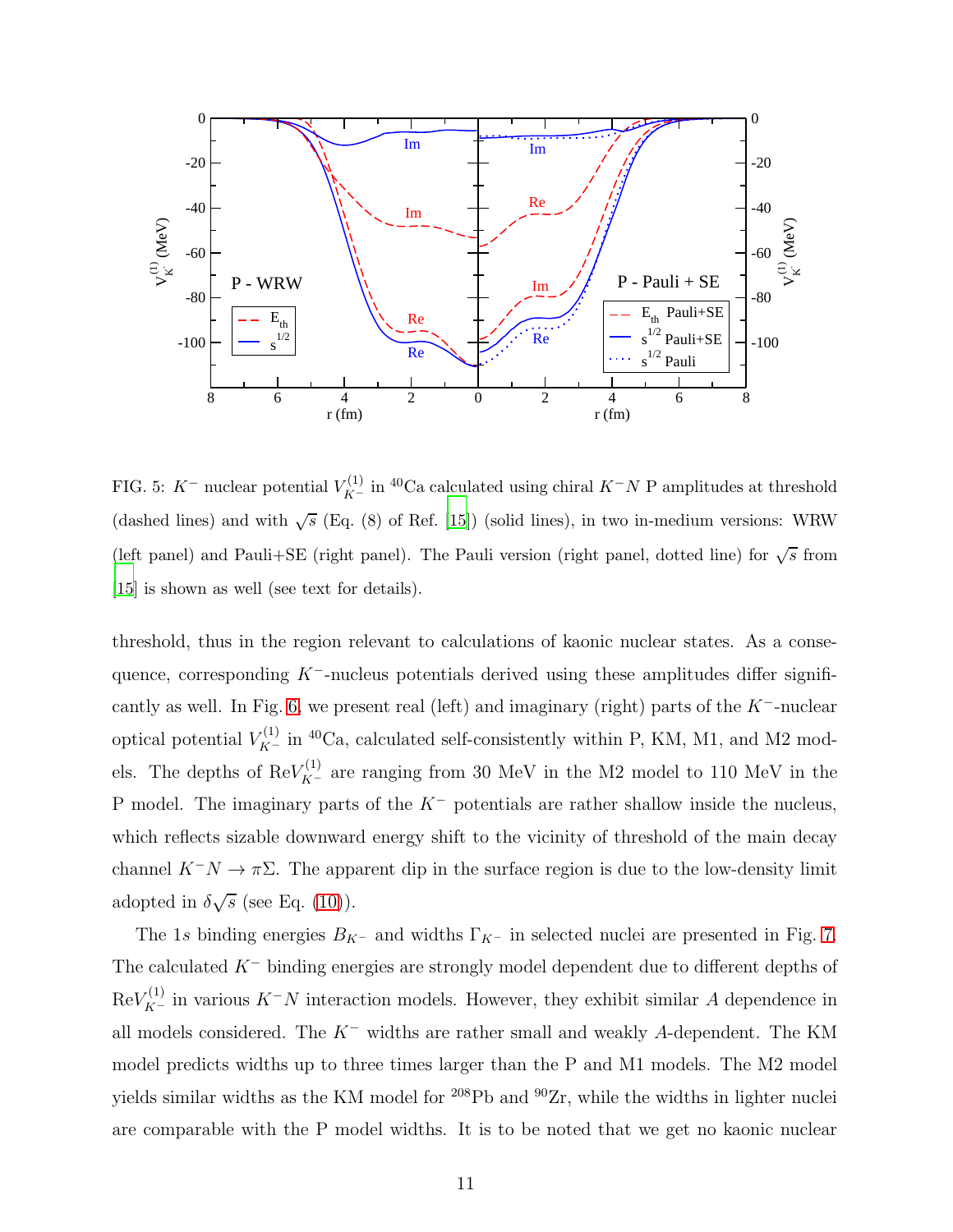FIG. 5: $K^-$ nuclear potential $V^{(1)}_{K^-}$ in $^{40}$Ca calculated using chiral $K^-N$ P amplitudes at threshold (dashed lines) and with $\sqrt{s}$ (Eq. (8) of Ref. [15]) (solid lines), in two in-medium versions: WRW (left panel) and Pauli+SE (right panel). The Pauli version (right panel, dotted line) for $\sqrt{s}$ from [15] is shown as well (see text for details).

threshold, thus in the region relevant to calculations of kaonic nuclear states. As a consequence, corresponding $K^-$-nucleus potentials derived using these amplitudes differ significantly as well. In Fig. 6, we present real (left) and imaginary (right) parts of the $K^-$-nuclear optical potential $V^{(1)}_{K^-}$ in $^{40}$Ca, calculated self-consistently within P, KM, M1, and M2 models. The depths of Re$V^{(1)}_{K^-}$ are ranging from 30 MeV in the M2 model to 110 MeV in the P model. The imaginary parts of the $K^-$ potentials are rather shallow inside the nucleus, which reflects sizable downward energy shift to the vicinity of threshold of the main decay channel $K^-N \to \pi\Sigma$. The apparent dip in the surface region is due to the low-density limit adopted in $\delta\sqrt{s}$ (see Eq. (10)).

The $1s$ binding energies $B_{K^-}$ and widths $\Gamma_{K^-}$ in selected nuclei are presented in Fig. 7. The calculated $K^-$ binding energies are strongly model dependent due to different depths of Re$V^{(1)}_{K^-}$ in various $K^-N$ interaction models. However, they exhibit similar $A$ dependence in all models considered. The $K^-$ widths are rather small and weakly $A$-dependent. The KM model predicts widths up to three times larger than the P and M1 models. The M2 model yields similar widths as the KM model for $^{208}$Pb and $^{90}$Zr, while the widths in lighter nuclei are comparable with the P model widths. It is to be noted that we get no kaonic nuclear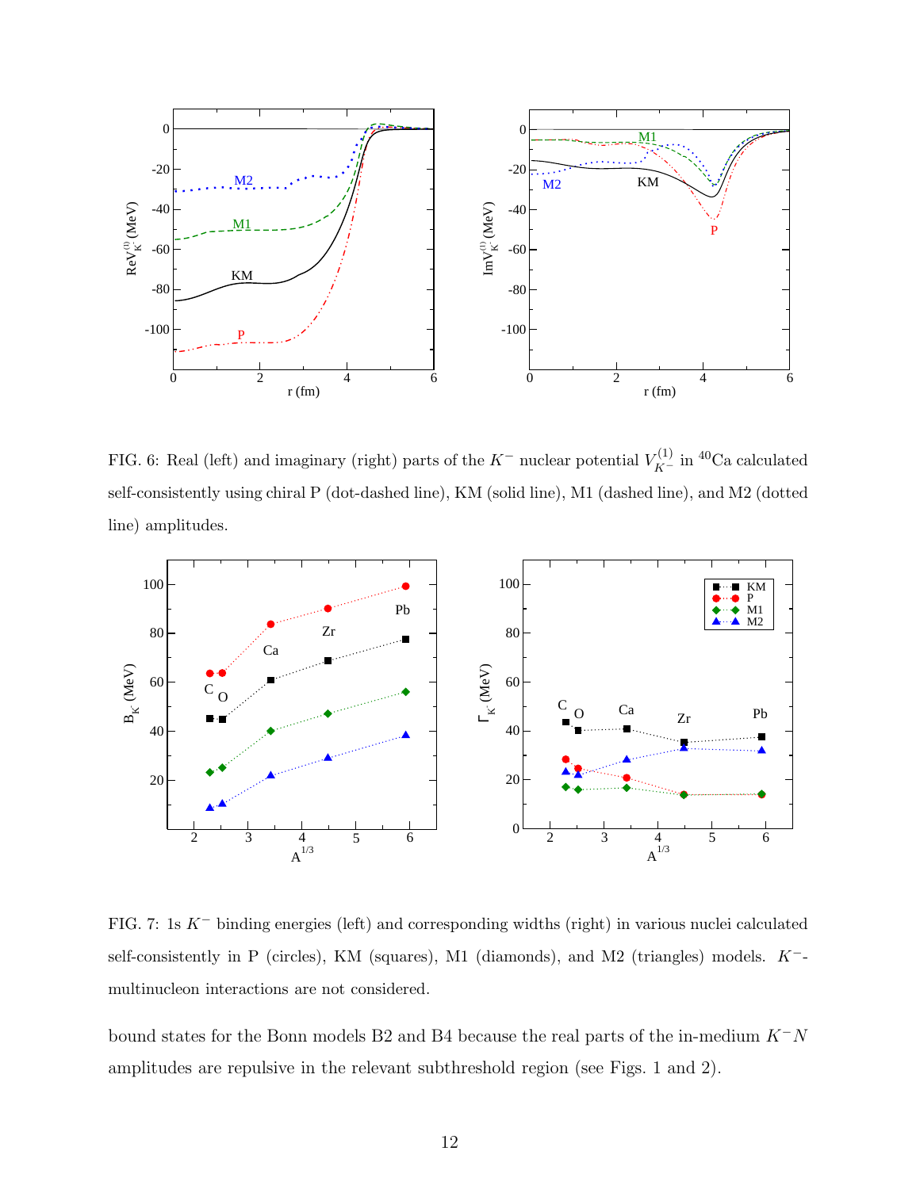FIG. 6: Real (left) and imaginary (right) parts of the $K^-$ nuclear potential $V^{(1)}_{K^-}$ in $^{40}$Ca calculated self-consistently using chiral P (dot-dashed line), KM (solid line), M1 (dashed line), and M2 (dotted line) amplitudes.

FIG. 7: 1s $K^-$ binding energies (left) and corresponding widths (right) in various nuclei calculated self-consistently in P (circles), KM (squares), M1 (diamonds), and M2 (triangles) models. $K^-$-multinucleon interactions are not considered.

bound states for the Bonn models B2 and B4 because the real parts of the in-medium $K^-N$ amplitudes are repulsive in the relevant subthreshold region (see Figs. 1 and 2).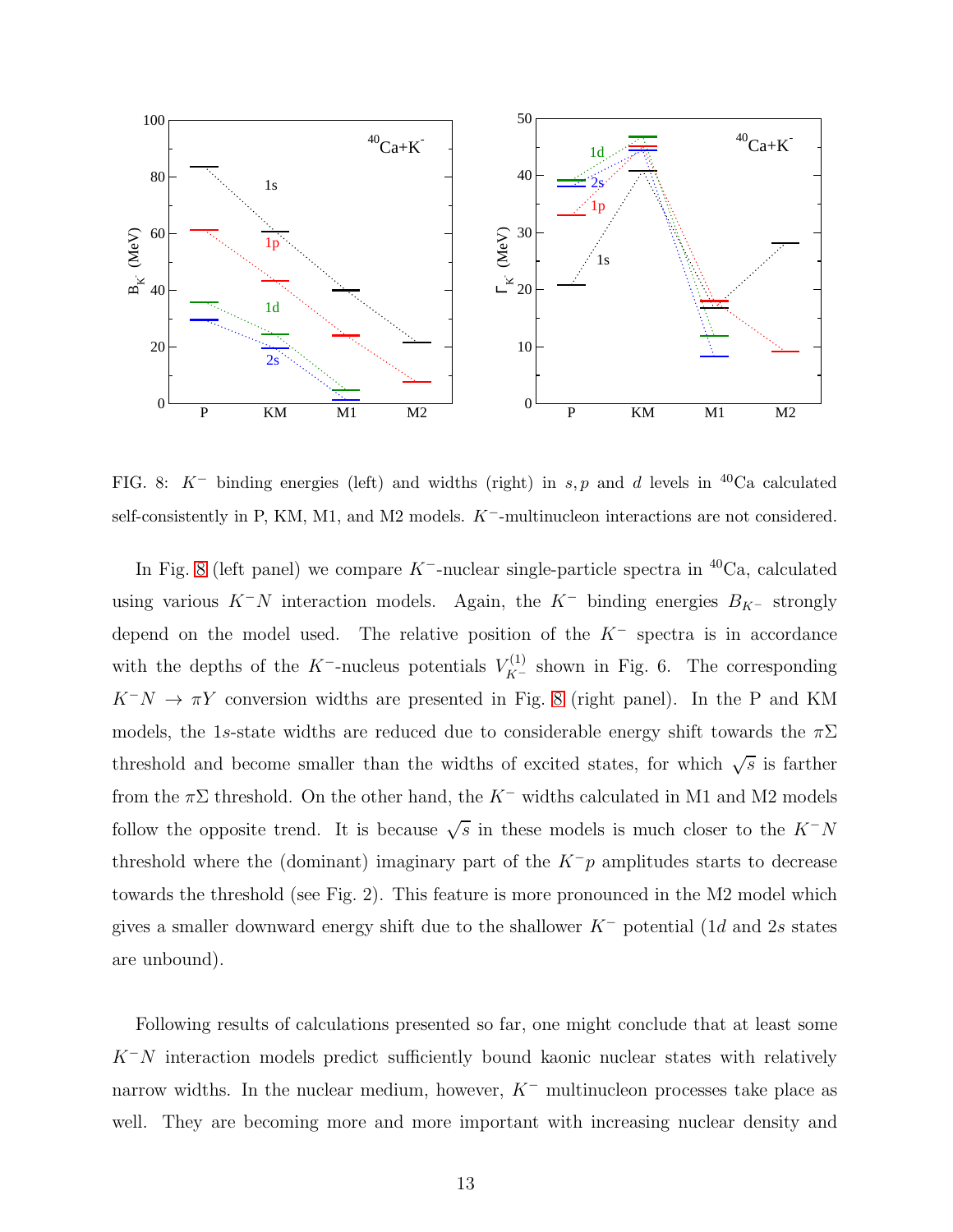FIG. 8: $K^-$ binding energies (left) and widths (right) in $s, p$ and $d$ levels in $^{40}$Ca calculated self-consistently in P, KM, M1, and M2 models. $K^-$-multinucleon interactions are not considered.

In Fig. 8 (left panel) we compare $K^-$-nuclear single-particle spectra in $^{40}$Ca, calculated using various $K^-N$ interaction models. Again, the $K^-$ binding energies $B_{K^-}$ strongly depend on the model used. The relative position of the $K^-$ spectra is in accordance with the depths of the $K^-$-nucleus potentials $V^{(1)}_{K^-}$ shown in Fig. 6. The corresponding $K^-N \to \pi Y$ conversion widths are presented in Fig. 8 (right panel). In the P and KM models, the 1$s$-state widths are reduced due to considerable energy shift towards the $\pi\Sigma$ threshold and become smaller than the widths of excited states, for which $\sqrt{s}$ is farther from the $\pi\Sigma$ threshold. On the other hand, the $K^-$ widths calculated in M1 and M2 models follow the opposite trend. It is because $\sqrt{s}$ in these models is much closer to the $K^-N$ threshold where the (dominant) imaginary part of the $K^-p$ amplitudes starts to decrease towards the threshold (see Fig. 2). This feature is more pronounced in the M2 model which gives a smaller downward energy shift due to the shallower $K^-$ potential (1$d$ and 2$s$ states are unbound).

Following results of calculations presented so far, one might conclude that at least some $K^-N$ interaction models predict sufficiently bound kaonic nuclear states with relatively narrow widths. In the nuclear medium, however, $K^-$ multinucleon processes take place as well. They are becoming more and more important with increasing nuclear density and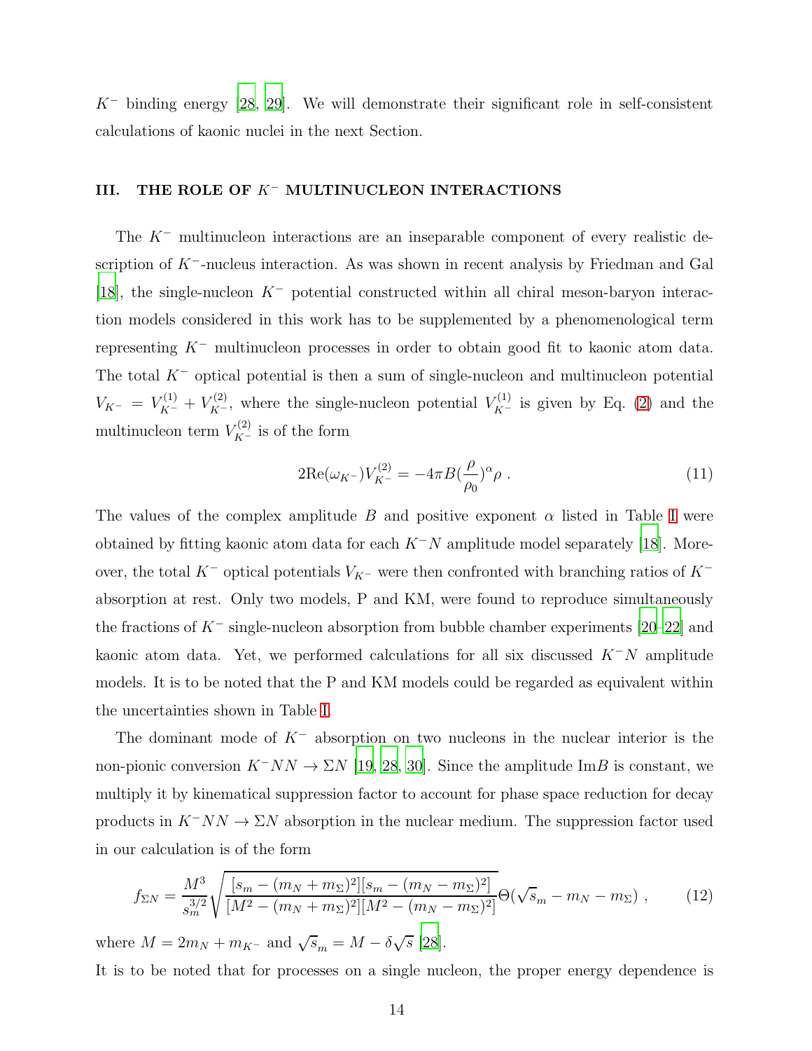$K^-$ binding energy [28, 29]. We will demonstrate their significant role in self-consistent calculations of kaonic nuclei in the next Section.

## III. THE ROLE OF $K^-$ MULTINUCLEON INTERACTIONS

The $K^-$ multinucleon interactions are an inseparable component of every realistic description of $K^-$-nucleus interaction. As was shown in recent analysis by Friedman and Gal [18], the single-nucleon $K^-$ potential constructed within all chiral meson-baryon interaction models considered in this work has to be supplemented by a phenomenological term representing $K^-$ multinucleon processes in order to obtain good fit to kaonic atom data. The total $K^-$ optical potential is then a sum of single-nucleon and multinucleon potential $V_{K^-} = V_{K^-}^{(1)} + V_{K^-}^{(2)}$, where the single-nucleon potential $V_{K^-}^{(1)}$ is given by Eq. (2) and the multinucleon term $V_{K^-}^{(2)}$ is of the form

$$2\mathrm{Re}(\omega_{K^-})V_{K^-}^{(2)} = -4\pi B(\frac{\rho}{\rho_0})^{\alpha}\rho \ . \tag{11}$$

The values of the complex amplitude $B$ and positive exponent $\alpha$ listed in Table I were obtained by fitting kaonic atom data for each $K^-N$ amplitude model separately [18]. Moreover, the total $K^-$ optical potentials $V_{K^-}$ were then confronted with branching ratios of $K^-$ absorption at rest. Only two models, P and KM, were found to reproduce simultaneously the fractions of $K^-$ single-nucleon absorption from bubble chamber experiments [20–22] and kaonic atom data. Yet, we performed calculations for all six discussed $K^-N$ amplitude models. It is to be noted that the P and KM models could be regarded as equivalent within the uncertainties shown in Table I.

The dominant mode of $K^-$ absorption on two nucleons in the nuclear interior is the non-pionic conversion $K^-NN \to \Sigma N$ [19, 28, 30]. Since the amplitude Im$B$ is constant, we multiply it by kinematical suppression factor to account for phase space reduction for decay products in $K^-NN \to \Sigma N$ absorption in the nuclear medium. The suppression factor used in our calculation is of the form

$$f_{\Sigma N} = \frac{M^3}{s_m^{3/2}}\sqrt{\frac{[s_m - (m_N + m_\Sigma)^2][s_m - (m_N - m_\Sigma)^2]}{[M^2 - (m_N + m_\Sigma)^2][M^2 - (m_N - m_\Sigma)^2]}}\Theta(\sqrt{s}_m - m_N - m_\Sigma) \ , \tag{12}$$

where $M = 2m_N + m_{K^-}$ and $\sqrt{s}_m = M - \delta\sqrt{s}$ [28].

It is to be noted that for processes on a single nucleon, the proper energy dependence is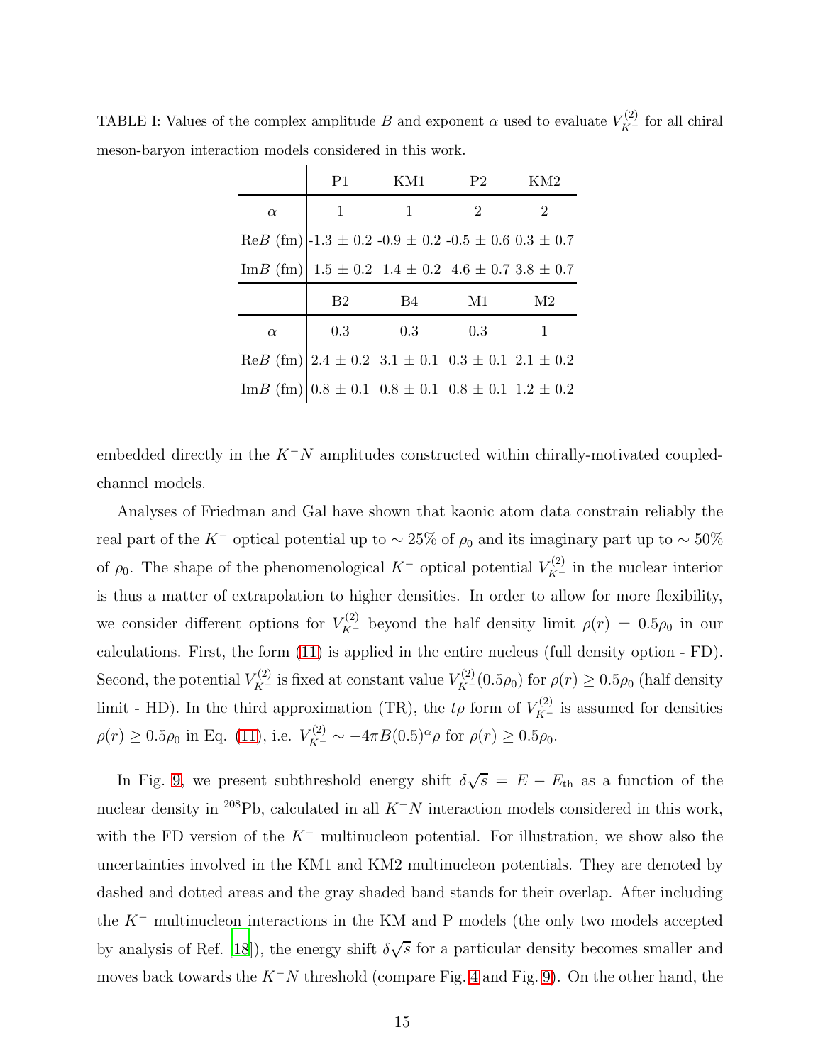TABLE I: Values of the complex amplitude $B$ and exponent $\alpha$ used to evaluate $V^{(2)}_{K^-}$ for all chiral meson-baryon interaction models considered in this work.

| | P1 | KM1 | P2 | KM2 |
|---|---|---|---|---|
| $\alpha$ | 1 | 1 | 2 | 2 |
| Re$B$ (fm) | -1.3 ± 0.2 | -0.9 ± 0.2 | -0.5 ± 0.6 | 0.3 ± 0.7 |
| Im$B$ (fm) | 1.5 ± 0.2 | 1.4 ± 0.2 | 4.6 ± 0.7 | 3.8 ± 0.7 |
| | **B2** | **B4** | **M1** | **M2** |
| $\alpha$ | 0.3 | 0.3 | 0.3 | 1 |
| Re$B$ (fm) | 2.4 ± 0.2 | 3.1 ± 0.1 | 0.3 ± 0.1 | 2.1 ± 0.2 |
| Im$B$ (fm) | 0.8 ± 0.1 | 0.8 ± 0.1 | 0.8 ± 0.1 | 1.2 ± 0.2 |

embedded directly in the $K^-N$ amplitudes constructed within chirally-motivated coupled-channel models.

Analyses of Friedman and Gal have shown that kaonic atom data constrain reliably the real part of the $K^-$ optical potential up to $\sim 25\%$ of $\rho_0$ and its imaginary part up to $\sim 50\%$ of $\rho_0$. The shape of the phenomenological $K^-$ optical potential $V^{(2)}_{K^-}$ in the nuclear interior is thus a matter of extrapolation to higher densities. In order to allow for more flexibility, we consider different options for $V^{(2)}_{K^-}$ beyond the half density limit $\rho(r) = 0.5\rho_0$ in our calculations. First, the form (11) is applied in the entire nucleus (full density option - FD). Second, the potential $V^{(2)}_{K^-}$ is fixed at constant value $V^{(2)}_{K^-}(0.5\rho_0)$ for $\rho(r) \geq 0.5\rho_0$ (half density limit - HD). In the third approximation (TR), the $t\rho$ form of $V^{(2)}_{K^-}$ is assumed for densities $\rho(r) \geq 0.5\rho_0$ in Eq. (11), i.e. $V^{(2)}_{K^-} \sim -4\pi B(0.5)^\alpha \rho$ for $\rho(r) \geq 0.5\rho_0$.

In Fig. 9, we present subthreshold energy shift $\delta\sqrt{s} = E - E_{\rm th}$ as a function of the nuclear density in $^{208}$Pb, calculated in all $K^-N$ interaction models considered in this work, with the FD version of the $K^-$ multinucleon potential. For illustration, we show also the uncertainties involved in the KM1 and KM2 multinucleon potentials. They are denoted by dashed and dotted areas and the gray shaded band stands for their overlap. After including the $K^-$ multinucleon interactions in the KM and P models (the only two models accepted by analysis of Ref. [18]), the energy shift $\delta\sqrt{s}$ for a particular density becomes smaller and moves back towards the $K^-N$ threshold (compare Fig. 4 and Fig. 9). On the other hand, the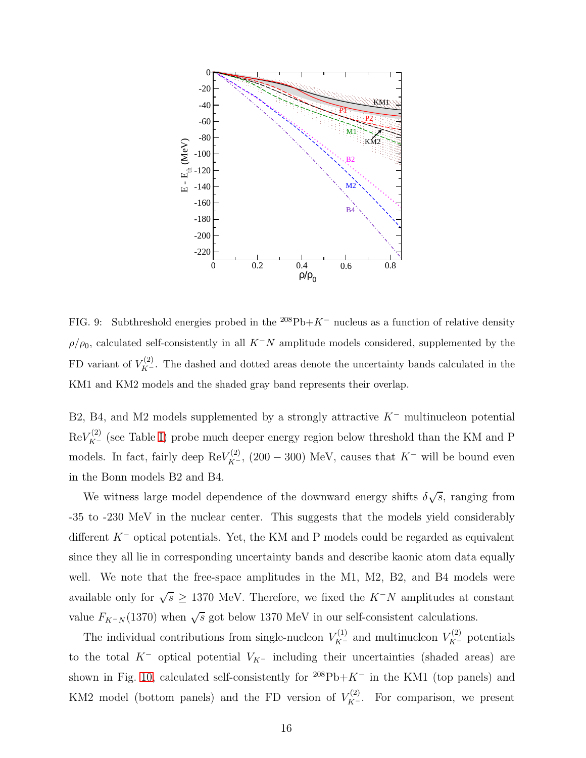FIG. 9: Subthreshold energies probed in the $^{208}$Pb+$K^-$ nucleus as a function of relative density $\rho/\rho_0$, calculated self-consistently in all $K^-N$ amplitude models considered, supplemented by the FD variant of $V^{(2)}_{K^-}$. The dashed and dotted areas denote the uncertainty bands calculated in the KM1 and KM2 models and the shaded gray band represents their overlap.

B2, B4, and M2 models supplemented by a strongly attractive $K^-$ multinucleon potential Re$V^{(2)}_{K^-}$ (see Table I) probe much deeper energy region below threshold than the KM and P models. In fact, fairly deep Re$V^{(2)}_{K^-}$, $(200 - 300)$ MeV, causes that $K^-$ will be bound even in the Bonn models B2 and B4.

We witness large model dependence of the downward energy shifts $\delta\sqrt{s}$, ranging from -35 to -230 MeV in the nuclear center. This suggests that the models yield considerably different $K^-$ optical potentials. Yet, the KM and P models could be regarded as equivalent since they all lie in corresponding uncertainty bands and describe kaonic atom data equally well. We note that the free-space amplitudes in the M1, M2, B2, and B4 models were available only for $\sqrt{s} \geq 1370$ MeV. Therefore, we fixed the $K^-N$ amplitudes at constant value $F_{K^-N}(1370)$ when $\sqrt{s}$ got below 1370 MeV in our self-consistent calculations.

The individual contributions from single-nucleon $V^{(1)}_{K^-}$ and multinucleon $V^{(2)}_{K^-}$ potentials to the total $K^-$ optical potential $V_{K^-}$ including their uncertainties (shaded areas) are shown in Fig. 10, calculated self-consistently for $^{208}$Pb+$K^-$ in the KM1 (top panels) and KM2 model (bottom panels) and the FD version of $V^{(2)}_{K^-}$. For comparison, we present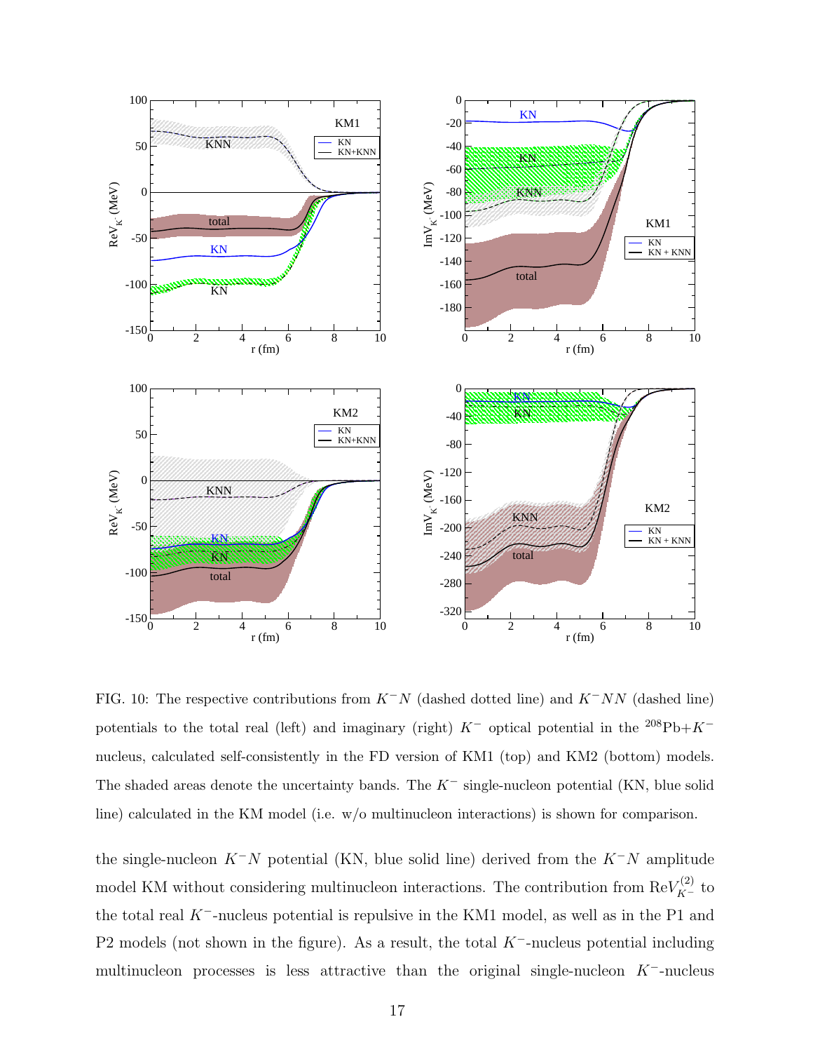FIG. 10: The respective contributions from $K^-N$ (dashed dotted line) and $K^-NN$ (dashed line) potentials to the total real (left) and imaginary (right) $K^-$ optical potential in the $^{208}$Pb+$K^-$ nucleus, calculated self-consistently in the FD version of KM1 (top) and KM2 (bottom) models. The shaded areas denote the uncertainty bands. The $K^-$ single-nucleon potential (KN, blue solid line) calculated in the KM model (i.e. w/o multinucleon interactions) is shown for comparison.

the single-nucleon $K^-N$ potential (KN, blue solid line) derived from the $K^-N$ amplitude model KM without considering multinucleon interactions. The contribution from $\mathrm{Re}V_{K^-}^{(2)}$ to the total real $K^-$-nucleus potential is repulsive in the KM1 model, as well as in the P1 and P2 models (not shown in the figure). As a result, the total $K^-$-nucleus potential including multinucleon processes is less attractive than the original single-nucleon $K^-$-nucleus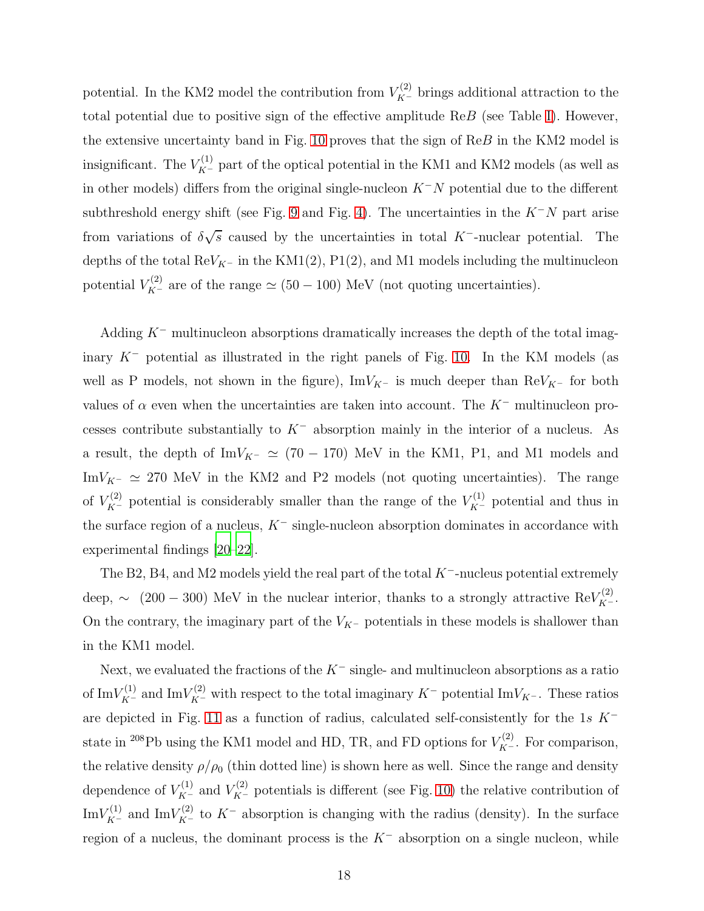potential. In the KM2 model the contribution from $V^{(2)}_{K^-}$ brings additional attraction to the total potential due to positive sign of the effective amplitude Re$B$ (see Table I). However, the extensive uncertainty band in Fig. 10 proves that the sign of Re$B$ in the KM2 model is insignificant. The $V^{(1)}_{K^-}$ part of the optical potential in the KM1 and KM2 models (as well as in other models) differs from the original single-nucleon $K^-N$ potential due to the different subthreshold energy shift (see Fig. 9 and Fig. 4). The uncertainties in the $K^-N$ part arise from variations of $\delta\sqrt{s}$ caused by the uncertainties in total $K^-$-nuclear potential. The depths of the total Re$V_{K^-}$ in the KM1(2), P1(2), and M1 models including the multinucleon potential $V^{(2)}_{K^-}$ are of the range $\simeq (50-100)$ MeV (not quoting uncertainties).

Adding $K^-$ multinucleon absorptions dramatically increases the depth of the total imaginary $K^-$ potential as illustrated in the right panels of Fig. 10. In the KM models (as well as P models, not shown in the figure), Im$V_{K^-}$ is much deeper than Re$V_{K^-}$ for both values of $\alpha$ even when the uncertainties are taken into account. The $K^-$ multinucleon processes contribute substantially to $K^-$ absorption mainly in the interior of a nucleus. As a result, the depth of Im$V_{K^-} \simeq (70-170)$ MeV in the KM1, P1, and M1 models and Im$V_{K^-} \simeq 270$ MeV in the KM2 and P2 models (not quoting uncertainties). The range of $V^{(2)}_{K^-}$ potential is considerably smaller than the range of the $V^{(1)}_{K^-}$ potential and thus in the surface region of a nucleus, $K^-$ single-nucleon absorption dominates in accordance with experimental findings [20–22].

The B2, B4, and M2 models yield the real part of the total $K^-$-nucleus potential extremely deep, $\sim$ $(200-300)$ MeV in the nuclear interior, thanks to a strongly attractive Re$V^{(2)}_{K^-}$. On the contrary, the imaginary part of the $V_{K^-}$ potentials in these models is shallower than in the KM1 model.

Next, we evaluated the fractions of the $K^-$ single- and multinucleon absorptions as a ratio of Im$V^{(1)}_{K^-}$ and Im$V^{(2)}_{K^-}$ with respect to the total imaginary $K^-$ potential Im$V_{K^-}$. These ratios are depicted in Fig. 11 as a function of radius, calculated self-consistently for the $1s$ $K^-$ state in $^{208}$Pb using the KM1 model and HD, TR, and FD options for $V^{(2)}_{K^-}$. For comparison, the relative density $\rho/\rho_0$ (thin dotted line) is shown here as well. Since the range and density dependence of $V^{(1)}_{K^-}$ and $V^{(2)}_{K^-}$ potentials is different (see Fig. 10) the relative contribution of Im$V^{(1)}_{K^-}$ and Im$V^{(2)}_{K^-}$ to $K^-$ absorption is changing with the radius (density). In the surface region of a nucleus, the dominant process is the $K^-$ absorption on a single nucleon, while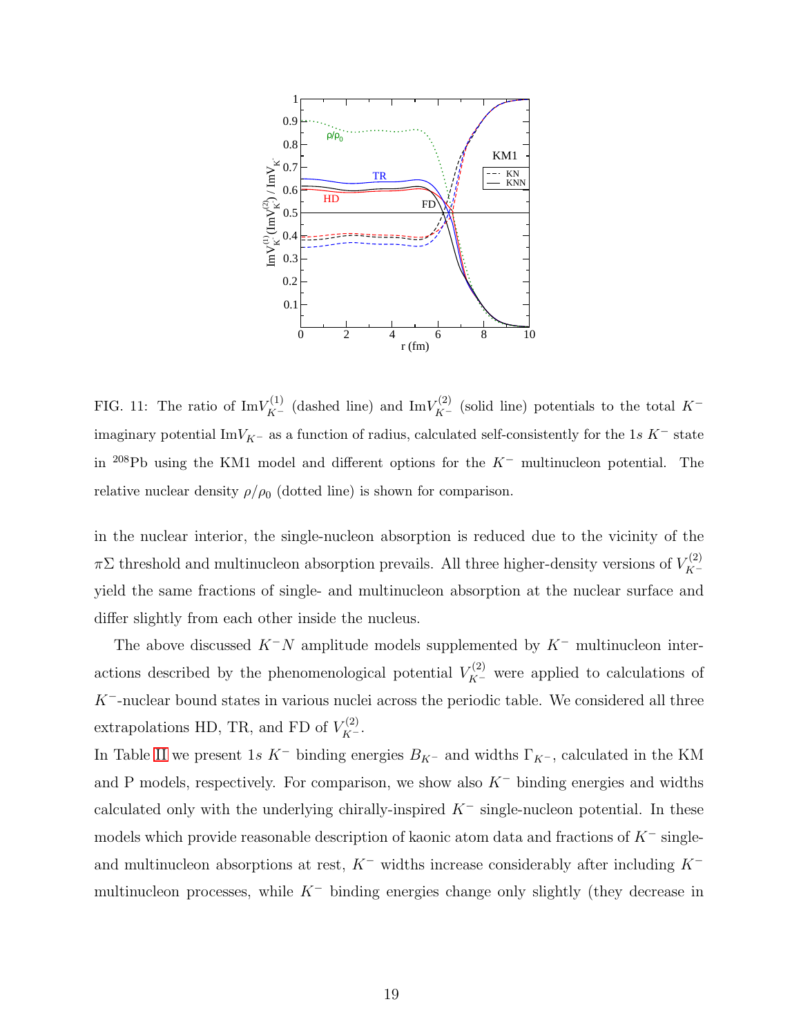FIG. 11: The ratio of $\mathrm{Im}V^{(1)}_{K^-}$ (dashed line) and $\mathrm{Im}V^{(2)}_{K^-}$ (solid line) potentials to the total $K^-$ imaginary potential $\mathrm{Im}V_{K^-}$ as a function of radius, calculated self-consistently for the $1s$ $K^-$ state in $^{208}$Pb using the KM1 model and different options for the $K^-$ multinucleon potential. The relative nuclear density $\rho/\rho_0$ (dotted line) is shown for comparison.

in the nuclear interior, the single-nucleon absorption is reduced due to the vicinity of the $\pi\Sigma$ threshold and multinucleon absorption prevails. All three higher-density versions of $V^{(2)}_{K^-}$ yield the same fractions of single- and multinucleon absorption at the nuclear surface and differ slightly from each other inside the nucleus.

The above discussed $K^-N$ amplitude models supplemented by $K^-$ multinucleon interactions described by the phenomenological potential $V^{(2)}_{K^-}$ were applied to calculations of $K^-$-nuclear bound states in various nuclei across the periodic table. We considered all three extrapolations HD, TR, and FD of $V^{(2)}_{K^-}$.

In Table II we present $1s$ $K^-$ binding energies $B_{K^-}$ and widths $\Gamma_{K^-}$, calculated in the KM and P models, respectively. For comparison, we show also $K^-$ binding energies and widths calculated only with the underlying chirally-inspired $K^-$ single-nucleon potential. In these models which provide reasonable description of kaonic atom data and fractions of $K^-$ single- and multinucleon absorptions at rest, $K^-$ widths increase considerably after including $K^-$ multinucleon processes, while $K^-$ binding energies change only slightly (they decrease in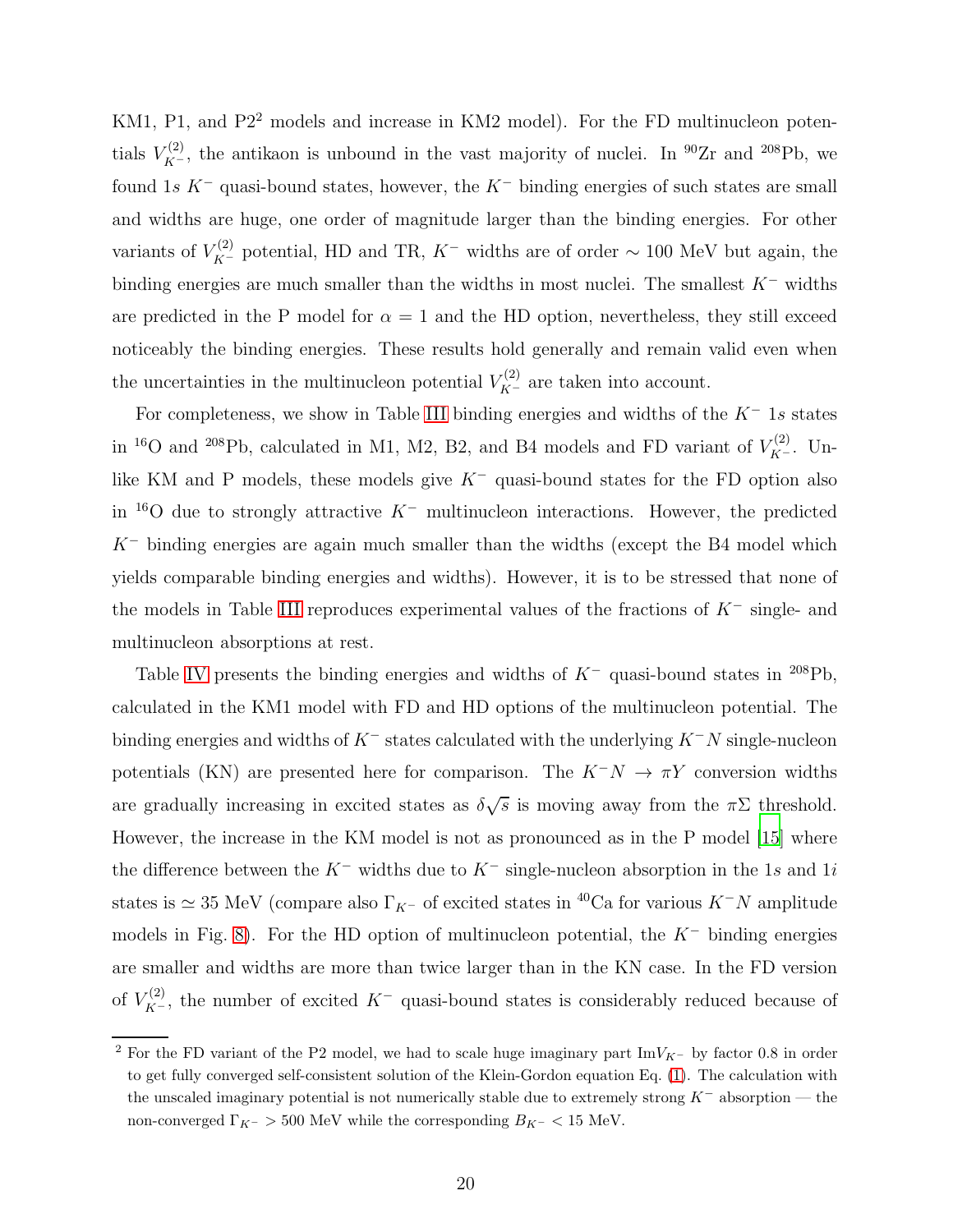KM1, P1, and P2[2] models and increase in KM2 model). For the FD multinucleon potentials $V_{K^-}^{(2)}$, the antikaon is unbound in the vast majority of nuclei. In $^{90}$Zr and $^{208}$Pb, we found $1s$ $K^-$ quasi-bound states, however, the $K^-$ binding energies of such states are small and widths are huge, one order of magnitude larger than the binding energies. For other variants of $V_{K^-}^{(2)}$ potential, HD and TR, $K^-$ widths are of order $\sim 100$ MeV but again, the binding energies are much smaller than the widths in most nuclei. The smallest $K^-$ widths are predicted in the P model for $\alpha = 1$ and the HD option, nevertheless, they still exceed noticeably the binding energies. These results hold generally and remain valid even when the uncertainties in the multinucleon potential $V_{K^-}^{(2)}$ are taken into account.

For completeness, we show in Table III binding energies and widths of the $K^-$ $1s$ states in $^{16}$O and $^{208}$Pb, calculated in M1, M2, B2, and B4 models and FD variant of $V_{K^-}^{(2)}$. Unlike KM and P models, these models give $K^-$ quasi-bound states for the FD option also in $^{16}$O due to strongly attractive $K^-$ multinucleon interactions. However, the predicted $K^-$ binding energies are again much smaller than the widths (except the B4 model which yields comparable binding energies and widths). However, it is to be stressed that none of the models in Table III reproduces experimental values of the fractions of $K^-$ single- and multinucleon absorptions at rest.

Table IV presents the binding energies and widths of $K^-$ quasi-bound states in $^{208}$Pb, calculated in the KM1 model with FD and HD options of the multinucleon potential. The binding energies and widths of $K^-$ states calculated with the underlying $K^-N$ single-nucleon potentials (KN) are presented here for comparison. The $K^-N \to \pi Y$ conversion widths are gradually increasing in excited states as $\delta\sqrt{s}$ is moving away from the $\pi\Sigma$ threshold. However, the increase in the KM model is not as pronounced as in the P model [15] where the difference between the $K^-$ widths due to $K^-$ single-nucleon absorption in the $1s$ and $1i$ states is $\simeq 35$ MeV (compare also $\Gamma_{K^-}$ of excited states in $^{40}$Ca for various $K^-N$ amplitude models in Fig. 8). For the HD option of multinucleon potential, the $K^-$ binding energies are smaller and widths are more than twice larger than in the KN case. In the FD version of $V_{K^-}^{(2)}$, the number of excited $K^-$ quasi-bound states is considerably reduced because of

[2] For the FD variant of the P2 model, we had to scale huge imaginary part $\mathrm{Im}V_{K^-}$ by factor 0.8 in order to get fully converged self-consistent solution of the Klein-Gordon equation Eq. (1). The calculation with the unscaled imaginary potential is not numerically stable due to extremely strong $K^-$ absorption — the non-converged $\Gamma_{K^-} > 500$ MeV while the corresponding $B_{K^-} < 15$ MeV.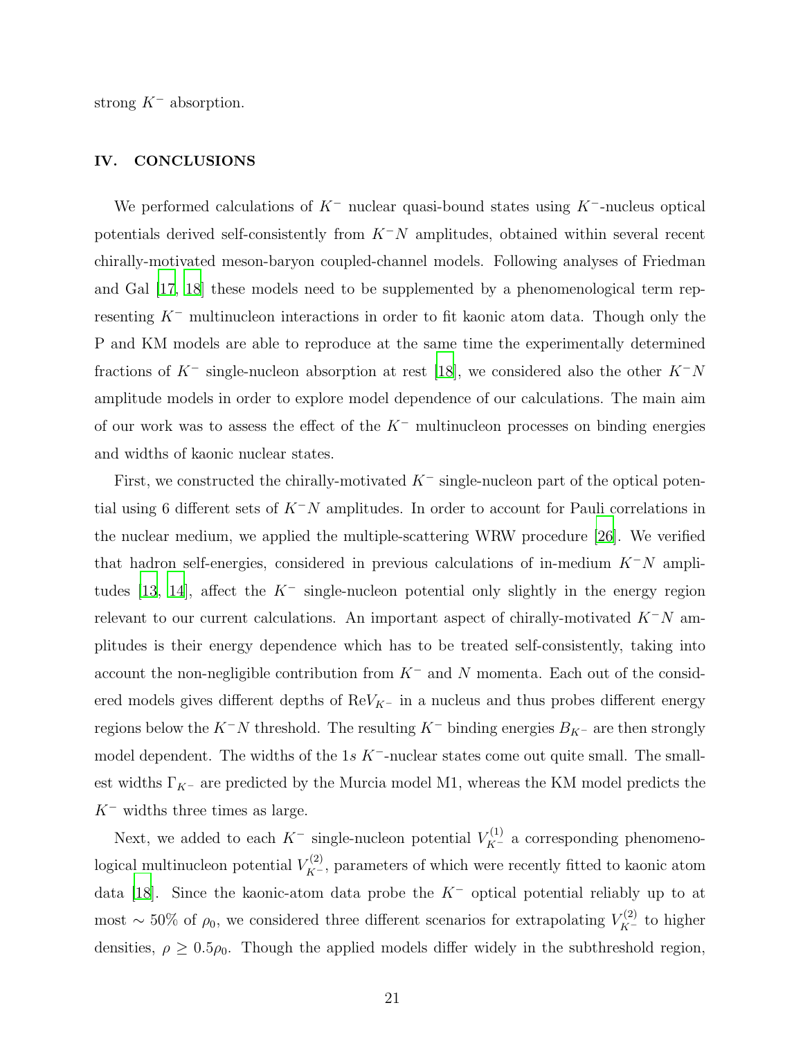strong $K^-$ absorption.

## IV. CONCLUSIONS

We performed calculations of $K^-$ nuclear quasi-bound states using $K^-$-nucleus optical potentials derived self-consistently from $K^-N$ amplitudes, obtained within several recent chirally-motivated meson-baryon coupled-channel models. Following analyses of Friedman and Gal [17, 18] these models need to be supplemented by a phenomenological term representing $K^-$ multinucleon interactions in order to fit kaonic atom data. Though only the P and KM models are able to reproduce at the same time the experimentally determined fractions of $K^-$ single-nucleon absorption at rest [18], we considered also the other $K^-N$ amplitude models in order to explore model dependence of our calculations. The main aim of our work was to assess the effect of the $K^-$ multinucleon processes on binding energies and widths of kaonic nuclear states.

First, we constructed the chirally-motivated $K^-$ single-nucleon part of the optical potential using 6 different sets of $K^-N$ amplitudes. In order to account for Pauli correlations in the nuclear medium, we applied the multiple-scattering WRW procedure [26]. We verified that hadron self-energies, considered in previous calculations of in-medium $K^-N$ amplitudes [13, 14], affect the $K^-$ single-nucleon potential only slightly in the energy region relevant to our current calculations. An important aspect of chirally-motivated $K^-N$ amplitudes is their energy dependence which has to be treated self-consistently, taking into account the non-negligible contribution from $K^-$ and $N$ momenta. Each out of the considered models gives different depths of $\mathrm{Re}V_{K^-}$ in a nucleus and thus probes different energy regions below the $K^-N$ threshold. The resulting $K^-$ binding energies $B_{K^-}$ are then strongly model dependent. The widths of the $1s$ $K^-$-nuclear states come out quite small. The smallest widths $\Gamma_{K^-}$ are predicted by the Murcia model M1, whereas the KM model predicts the $K^-$ widths three times as large.

Next, we added to each $K^-$ single-nucleon potential $V^{(1)}_{K^-}$ a corresponding phenomenological multinucleon potential $V^{(2)}_{K^-}$, parameters of which were recently fitted to kaonic atom data [18]. Since the kaonic-atom data probe the $K^-$ optical potential reliably up to at most $\sim 50\%$ of $\rho_0$, we considered three different scenarios for extrapolating $V^{(2)}_{K^-}$ to higher densities, $\rho \geq 0.5\rho_0$. Though the applied models differ widely in the subthreshold region,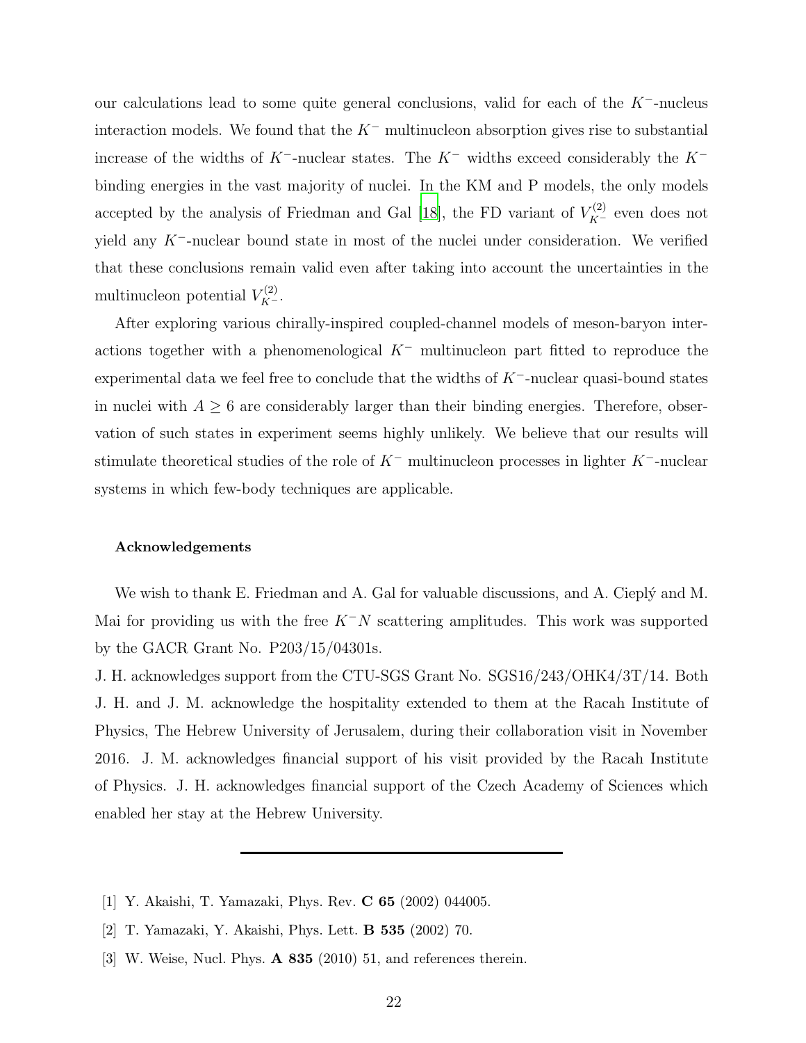our calculations lead to some quite general conclusions, valid for each of the $K^-$-nucleus interaction models. We found that the $K^-$ multinucleon absorption gives rise to substantial increase of the widths of $K^-$-nuclear states. The $K^-$ widths exceed considerably the $K^-$ binding energies in the vast majority of nuclei. In the KM and P models, the only models accepted by the analysis of Friedman and Gal [18], the FD variant of $V_{K^-}^{(2)}$ even does not yield any $K^-$-nuclear bound state in most of the nuclei under consideration. We verified that these conclusions remain valid even after taking into account the uncertainties in the multinucleon potential $V_{K^-}^{(2)}$.

After exploring various chirally-inspired coupled-channel models of meson-baryon interactions together with a phenomenological $K^-$ multinucleon part fitted to reproduce the experimental data we feel free to conclude that the widths of $K^-$-nuclear quasi-bound states in nuclei with $A \geq 6$ are considerably larger than their binding energies. Therefore, observation of such states in experiment seems highly unlikely. We believe that our results will stimulate theoretical studies of the role of $K^-$ multinucleon processes in lighter $K^-$-nuclear systems in which few-body techniques are applicable.

**Acknowledgements**

We wish to thank E. Friedman and A. Gal for valuable discussions, and A. Cieplý and M. Mai for providing us with the free $K^-N$ scattering amplitudes. This work was supported by the GACR Grant No. P203/15/04301s.

J. H. acknowledges support from the CTU-SGS Grant No. SGS16/243/OHK4/3T/14. Both J. H. and J. M. acknowledge the hospitality extended to them at the Racah Institute of Physics, The Hebrew University of Jerusalem, during their collaboration visit in November 2016. J. M. acknowledges financial support of his visit provided by the Racah Institute of Physics. J. H. acknowledges financial support of the Czech Academy of Sciences which enabled her stay at the Hebrew University.

---

[1] Y. Akaishi, T. Yamazaki, Phys. Rev. **C 65** (2002) 044005.

[2] T. Yamazaki, Y. Akaishi, Phys. Lett. **B 535** (2002) 70.

[3] W. Weise, Nucl. Phys. **A 835** (2010) 51, and references therein.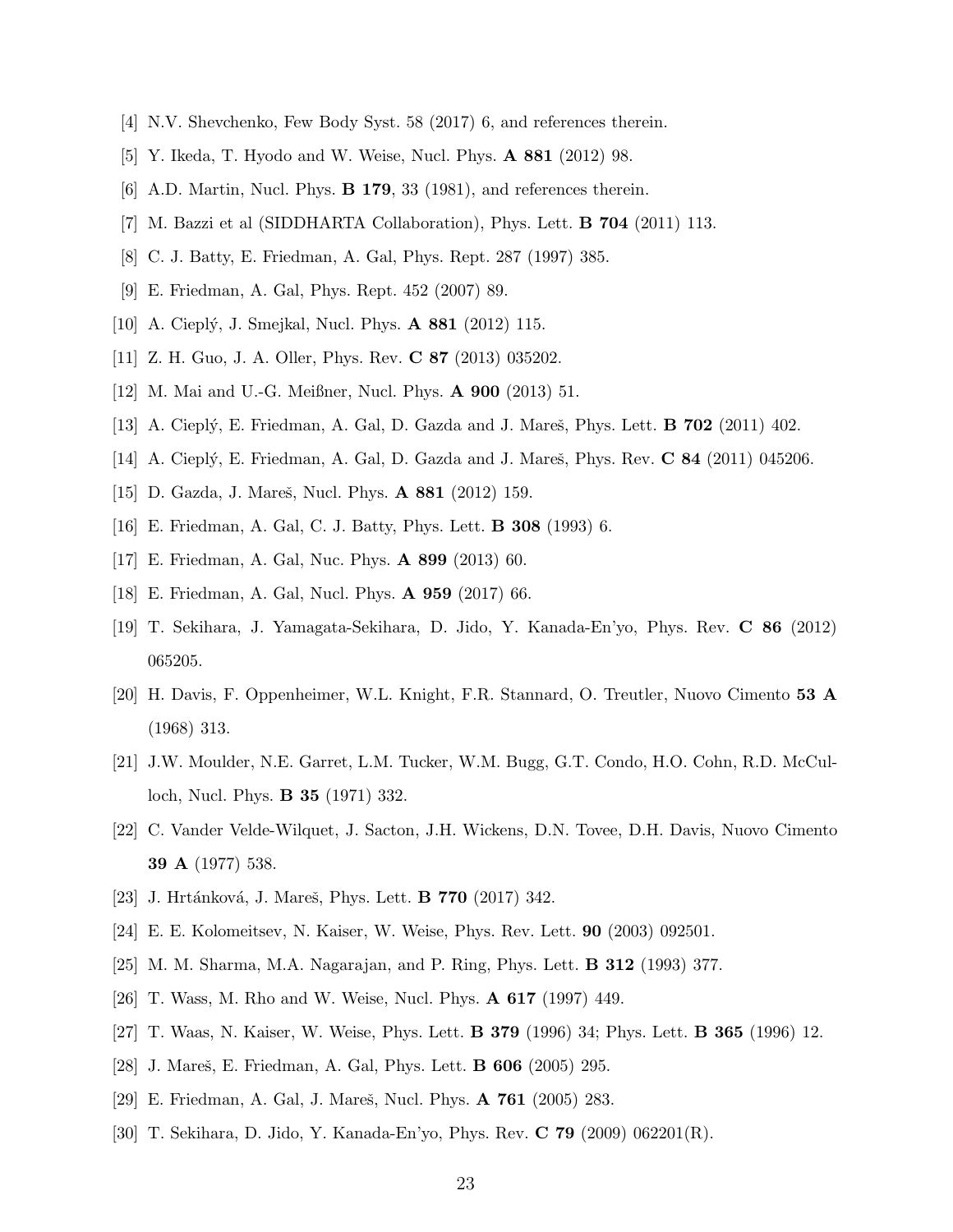[4] N.V. Shevchenko, Few Body Syst. 58 (2017) 6, and references therein.

[5] Y. Ikeda, T. Hyodo and W. Weise, Nucl. Phys. **A 881** (2012) 98.

[6] A.D. Martin, Nucl. Phys. **B 179**, 33 (1981), and references therein.

[7] M. Bazzi et al (SIDDHARTA Collaboration), Phys. Lett. **B 704** (2011) 113.

[8] C. J. Batty, E. Friedman, A. Gal, Phys. Rept. 287 (1997) 385.

[9] E. Friedman, A. Gal, Phys. Rept. 452 (2007) 89.

[10] A. Cieplý, J. Smejkal, Nucl. Phys. **A 881** (2012) 115.

[11] Z. H. Guo, J. A. Oller, Phys. Rev. **C 87** (2013) 035202.

[12] M. Mai and U.-G. Meißner, Nucl. Phys. **A 900** (2013) 51.

[13] A. Cieplý, E. Friedman, A. Gal, D. Gazda and J. Mareš, Phys. Lett. **B 702** (2011) 402.

[14] A. Cieplý, E. Friedman, A. Gal, D. Gazda and J. Mareš, Phys. Rev. **C 84** (2011) 045206.

[15] D. Gazda, J. Mareš, Nucl. Phys. **A 881** (2012) 159.

[16] E. Friedman, A. Gal, C. J. Batty, Phys. Lett. **B 308** (1993) 6.

[17] E. Friedman, A. Gal, Nuc. Phys. **A 899** (2013) 60.

[18] E. Friedman, A. Gal, Nucl. Phys. **A 959** (2017) 66.

[19] T. Sekihara, J. Yamagata-Sekihara, D. Jido, Y. Kanada-En'yo, Phys. Rev. **C 86** (2012) 065205.

[20] H. Davis, F. Oppenheimer, W.L. Knight, F.R. Stannard, O. Treutler, Nuovo Cimento **53 A** (1968) 313.

[21] J.W. Moulder, N.E. Garret, L.M. Tucker, W.M. Bugg, G.T. Condo, H.O. Cohn, R.D. McCulloch, Nucl. Phys. **B 35** (1971) 332.

[22] C. Vander Velde-Wilquet, J. Sacton, J.H. Wickens, D.N. Tovee, D.H. Davis, Nuovo Cimento **39 A** (1977) 538.

[23] J. Hrtánková, J. Mareš, Phys. Lett. **B 770** (2017) 342.

[24] E. E. Kolomeitsev, N. Kaiser, W. Weise, Phys. Rev. Lett. **90** (2003) 092501.

[25] M. M. Sharma, M.A. Nagarajan, and P. Ring, Phys. Lett. **B 312** (1993) 377.

[26] T. Wass, M. Rho and W. Weise, Nucl. Phys. **A 617** (1997) 449.

[27] T. Waas, N. Kaiser, W. Weise, Phys. Lett. **B 379** (1996) 34; Phys. Lett. **B 365** (1996) 12.

[28] J. Mareš, E. Friedman, A. Gal, Phys. Lett. **B 606** (2005) 295.

[29] E. Friedman, A. Gal, J. Mareš, Nucl. Phys. **A 761** (2005) 283.

[30] T. Sekihara, D. Jido, Y. Kanada-En'yo, Phys. Rev. **C 79** (2009) 062201(R).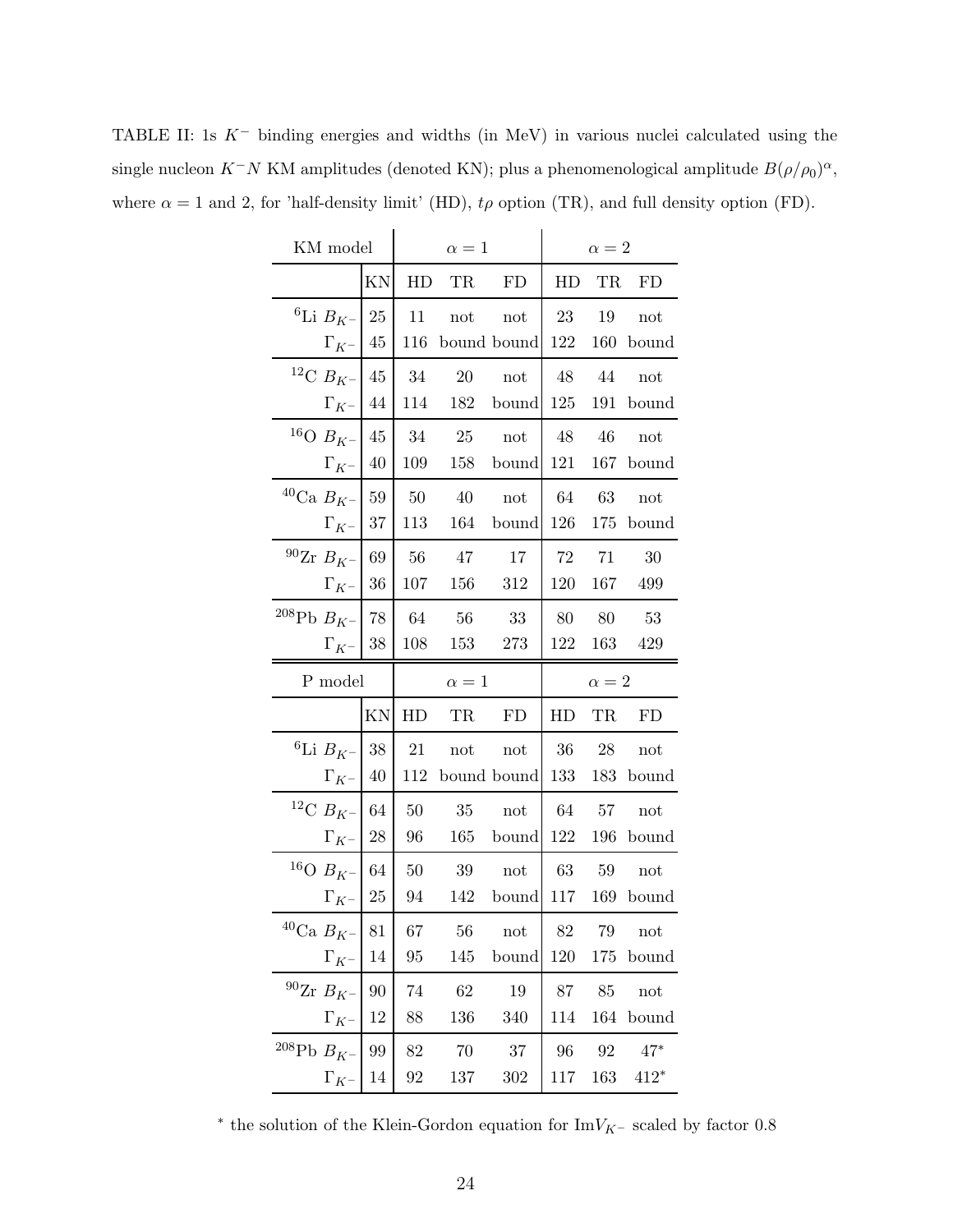TABLE II: 1s $K^-$ binding energies and widths (in MeV) in various nuclei calculated using the single nucleon $K^-N$ KM amplitudes (denoted KN); plus a phenomenological amplitude $B(\rho/\rho_0)^\alpha$, where $\alpha = 1$ and 2, for 'half-density limit' (HD), $t\rho$ option (TR), and full density option (FD).

| KM model | | $\alpha = 1$ | | | $\alpha = 2$ | | |
|---|---|---|---|---|---|---|---|
| | KN | HD | TR | FD | HD | TR | FD |
| $^{6}$Li $B_{K^-}$ | 25 | 11 | not | not | 23 | 19 | not |
| $\Gamma_{K^-}$ | 45 | 116 | bound | bound | 122 | 160 | bound |
| $^{12}$C $B_{K^-}$ | 45 | 34 | 20 | not | 48 | 44 | not |
| $\Gamma_{K^-}$ | 44 | 114 | 182 | bound | 125 | 191 | bound |
| $^{16}$O $B_{K^-}$ | 45 | 34 | 25 | not | 48 | 46 | not |
| $\Gamma_{K^-}$ | 40 | 109 | 158 | bound | 121 | 167 | bound |
| $^{40}$Ca $B_{K^-}$ | 59 | 50 | 40 | not | 64 | 63 | not |
| $\Gamma_{K^-}$ | 37 | 113 | 164 | bound | 126 | 175 | bound |
| $^{90}$Zr $B_{K^-}$ | 69 | 56 | 47 | 17 | 72 | 71 | 30 |
| $\Gamma_{K^-}$ | 36 | 107 | 156 | 312 | 120 | 167 | 499 |
| $^{208}$Pb $B_{K^-}$ | 78 | 64 | 56 | 33 | 80 | 80 | 53 |
| $\Gamma_{K^-}$ | 38 | 108 | 153 | 273 | 122 | 163 | 429 |

| P model | | $\alpha = 1$ | | | $\alpha = 2$ | | |
|---|---|---|---|---|---|---|---|
| | KN | HD | TR | FD | HD | TR | FD |
| $^{6}$Li $B_{K^-}$ | 38 | 21 | not | not | 36 | 28 | not |
| $\Gamma_{K^-}$ | 40 | 112 | bound | bound | 133 | 183 | bound |
| $^{12}$C $B_{K^-}$ | 64 | 50 | 35 | not | 64 | 57 | not |
| $\Gamma_{K^-}$ | 28 | 96 | 165 | bound | 122 | 196 | bound |
| $^{16}$O $B_{K^-}$ | 64 | 50 | 39 | not | 63 | 59 | not |
| $\Gamma_{K^-}$ | 25 | 94 | 142 | bound | 117 | 169 | bound |
| $^{40}$Ca $B_{K^-}$ | 81 | 67 | 56 | not | 82 | 79 | not |
| $\Gamma_{K^-}$ | 14 | 95 | 145 | bound | 120 | 175 | bound |
| $^{90}$Zr $B_{K^-}$ | 90 | 74 | 62 | 19 | 87 | 85 | not |
| $\Gamma_{K^-}$ | 12 | 88 | 136 | 340 | 114 | 164 | bound |
| $^{208}$Pb $B_{K^-}$ | 99 | 82 | 70 | 37 | 96 | 92 | 47* |
| $\Gamma_{K^-}$ | 14 | 92 | 137 | 302 | 117 | 163 | 412* |

* the solution of the Klein-Gordon equation for Im$V_{K^-}$ scaled by factor 0.8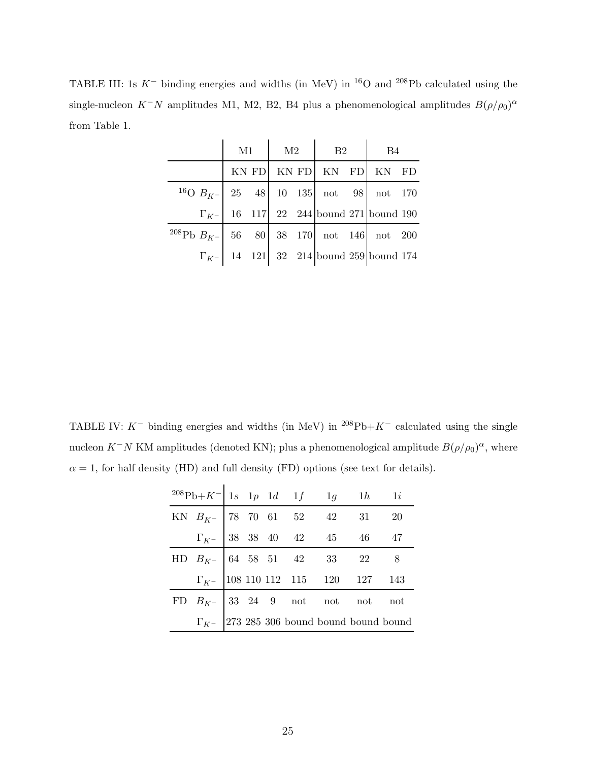TABLE III: 1s $K^-$ binding energies and widths (in MeV) in $^{16}$O and $^{208}$Pb calculated using the single-nucleon $K^-N$ amplitudes M1, M2, B2, B4 plus a phenomenological amplitudes $B(\rho/\rho_0)^\alpha$ from Table 1.

| | M1 | | M2 | | B2 | | B4 | |
|---|---|---|---|---|---|---|---|---|
| | KN | FD | KN | FD | KN | FD | KN | FD |
| $^{16}$O $B_{K^-}$ | 25 | 48 | 10 | 135 | not | 98 | not | 170 |
| $\Gamma_{K^-}$ | 16 | 117 | 22 | 244 | bound | 271 | bound | 190 |
| $^{208}$Pb $B_{K^-}$ | 56 | 80 | 38 | 170 | not | 146 | not | 200 |
| $\Gamma_{K^-}$ | 14 | 121 | 32 | 214 | bound | 259 | bound | 174 |

TABLE IV: $K^-$ binding energies and widths (in MeV) in $^{208}$Pb+$K^-$ calculated using the single nucleon $K^-N$ KM amplitudes (denoted KN); plus a phenomenological amplitude $B(\rho/\rho_0)^\alpha$, where $\alpha = 1$, for half density (HD) and full density (FD) options (see text for details).

| $^{208}$Pb+$K^-$ | | $1s$ | $1p$ | $1d$ | $1f$ | $1g$ | $1h$ | $1i$ |
|---|---|---|---|---|---|---|---|---|
| KN | $B_{K^-}$ | 78 | 70 | 61 | 52 | 42 | 31 | 20 |
| | $\Gamma_{K^-}$ | 38 | 38 | 40 | 42 | 45 | 46 | 47 |
| HD | $B_{K^-}$ | 64 | 58 | 51 | 42 | 33 | 22 | 8 |
| | $\Gamma_{K^-}$ | 108 | 110 | 112 | 115 | 120 | 127 | 143 |
| FD | $B_{K^-}$ | 33 | 24 | 9 | not | not | not | not |
| | $\Gamma_{K^-}$ | 273 | 285 | 306 | bound | bound | bound | bound |